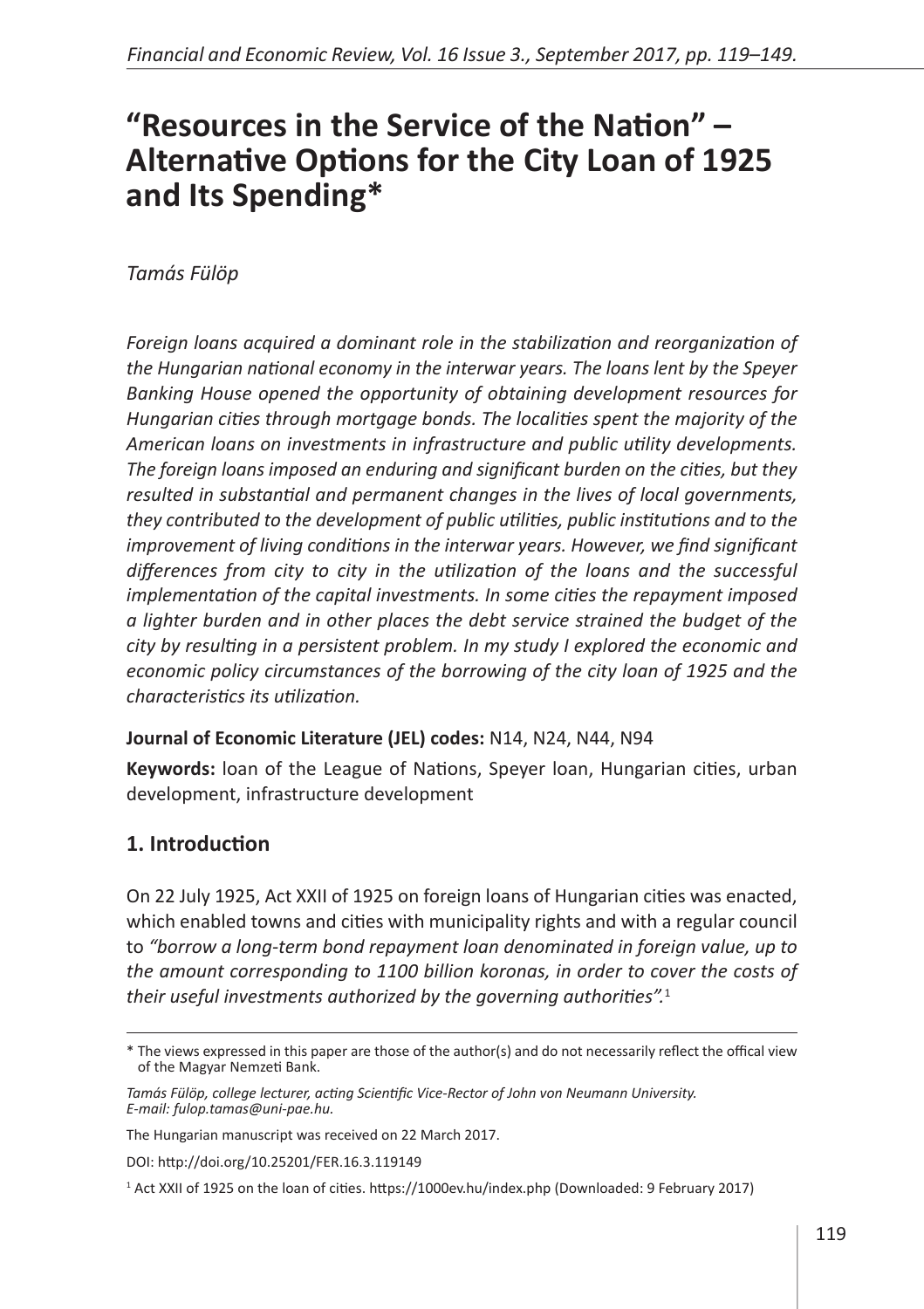# "Resources in the Service of the Nation" – Alternative Options for the City Loan of 1925 and Its Spending*

*Tamás Fülöp*

*Foreign loans acquired a dominant role in the stabilization and reorganization of the Hungarian national economy in the interwar years. The loans lent by the Speyer Banking House opened the opportunity of obtaining development resources for Hungarian cities through mortgage bonds. The localities spent the majority of the American loans on investments in infrastructure and public utility developments. The foreign loans imposed an enduring and significant burden on the cities, but they resulted in substantial and permanent changes in the lives of local governments, they contributed to the development of public utilities, public institutions and to the improvement of living conditions in the interwar years. However, we find significant differences from city to city in the utilization of the loans and the successful implementation of the capital investments. In some cities the repayment imposed a lighter burden and in other places the debt service strained the budget of the city by resulting in a persistent problem. In my study I explored the economic and economic policy circumstances of the borrowing of the city loan of 1925 and the characteristics its utilization.*

**Journal of Economic Literature (JEL) codes:** N14, N24, N44, N94

**Keywords:** loan of the League of Nations, Speyer loan, Hungarian cities, urban development, infrastructure development

## 1. Introduction

On 22 July 1925, Act XXII of 1925 on foreign loans of Hungarian cities was enacted, which enabled towns and cities with municipality rights and with a regular council to *"borrow a long-term bond repayment loan denominated in foreign value, up to the amount corresponding to 1100 billion koronas, in order to cover the costs of their useful investments authorized by the governing authorities".*[1]

---

\* The views expressed in this paper are those of the author(s) and do not necessarily reflect the offical view of the Magyar Nemzeti Bank.

*Tamás Fülöp, college lecturer, acting Scientific Vice-Rector of John von Neumann University. E-mail: fulop.tamas@uni-pae.hu.*

The Hungarian manuscript was received on 22 March 2017.

DOI: http://doi.org/10.25201/FER.16.3.119149

[1] Act XXII of 1925 on the loan of cities. https://1000ev.hu/index.php (Downloaded: 9 February 2017)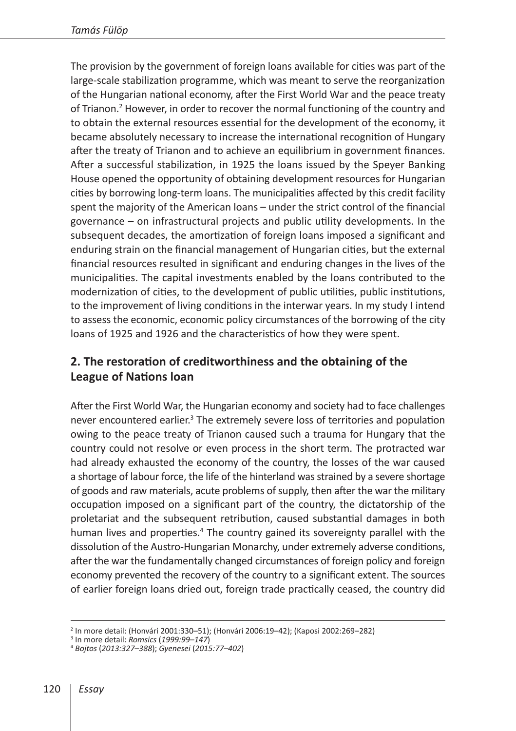The provision by the government of foreign loans available for cities was part of the large-scale stabilization programme, which was meant to serve the reorganization of the Hungarian national economy, after the First World War and the peace treaty of Trianon.[2] However, in order to recover the normal functioning of the country and to obtain the external resources essential for the development of the economy, it became absolutely necessary to increase the international recognition of Hungary after the treaty of Trianon and to achieve an equilibrium in government finances. After a successful stabilization, in 1925 the loans issued by the Speyer Banking House opened the opportunity of obtaining development resources for Hungarian cities by borrowing long-term loans. The municipalities affected by this credit facility spent the majority of the American loans – under the strict control of the financial governance – on infrastructural projects and public utility developments. In the subsequent decades, the amortization of foreign loans imposed a significant and enduring strain on the financial management of Hungarian cities, but the external financial resources resulted in significant and enduring changes in the lives of the municipalities. The capital investments enabled by the loans contributed to the modernization of cities, to the development of public utilities, public institutions, to the improvement of living conditions in the interwar years. In my study I intend to assess the economic, economic policy circumstances of the borrowing of the city loans of 1925 and 1926 and the characteristics of how they were spent.

## 2. The restoration of creditworthiness and the obtaining of the League of Nations loan

After the First World War, the Hungarian economy and society had to face challenges never encountered earlier.[3] The extremely severe loss of territories and population owing to the peace treaty of Trianon caused such a trauma for Hungary that the country could not resolve or even process in the short term. The protracted war had already exhausted the economy of the country, the losses of the war caused a shortage of labour force, the life of the hinterland was strained by a severe shortage of goods and raw materials, acute problems of supply, then after the war the military occupation imposed on a significant part of the country, the dictatorship of the proletariat and the subsequent retribution, caused substantial damages in both human lives and properties.[4] The country gained its sovereignty parallel with the dissolution of the Austro-Hungarian Monarchy, under extremely adverse conditions, after the war the fundamentally changed circumstances of foreign policy and foreign economy prevented the recovery of the country to a significant extent. The sources of earlier foreign loans dried out, foreign trade practically ceased, the country did

---

[2] In more detail: (Honvári 2001:330–51); (Honvári 2006:19–42); (Kaposi 2002:269–282)

[3] In more detail: *Romsics* (*1999:99–147*)

[4] *Bojtos* (*2013:327–388*); *Gyenesei* (*2015:77–402*)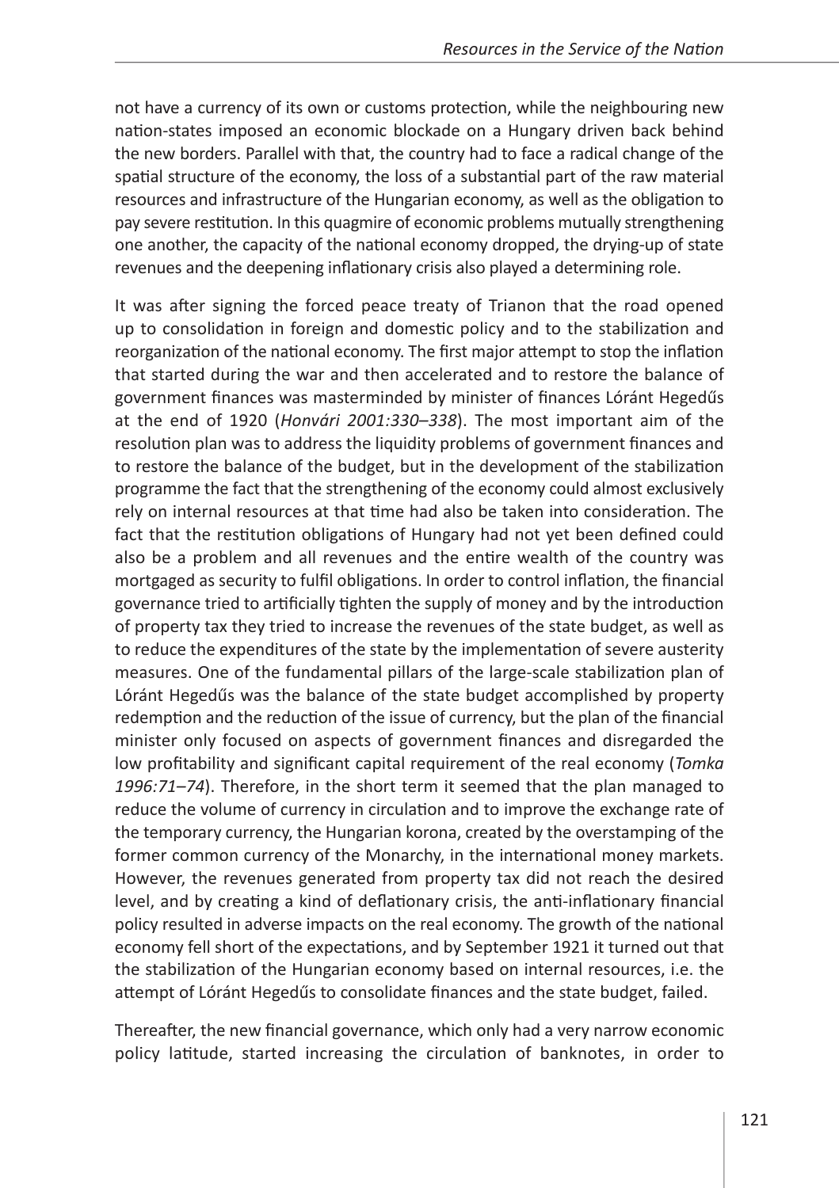not have a currency of its own or customs protection, while the neighbouring new nation-states imposed an economic blockade on a Hungary driven back behind the new borders. Parallel with that, the country had to face a radical change of the spatial structure of the economy, the loss of a substantial part of the raw material resources and infrastructure of the Hungarian economy, as well as the obligation to pay severe restitution. In this quagmire of economic problems mutually strengthening one another, the capacity of the national economy dropped, the drying-up of state revenues and the deepening inflationary crisis also played a determining role.

It was after signing the forced peace treaty of Trianon that the road opened up to consolidation in foreign and domestic policy and to the stabilization and reorganization of the national economy. The first major attempt to stop the inflation that started during the war and then accelerated and to restore the balance of government finances was masterminded by minister of finances Lóránt Hegedűs at the end of 1920 (*Honvári 2001:330–338*). The most important aim of the resolution plan was to address the liquidity problems of government finances and to restore the balance of the budget, but in the development of the stabilization programme the fact that the strengthening of the economy could almost exclusively rely on internal resources at that time had also be taken into consideration. The fact that the restitution obligations of Hungary had not yet been defined could also be a problem and all revenues and the entire wealth of the country was mortgaged as security to fulfil obligations. In order to control inflation, the financial governance tried to artificially tighten the supply of money and by the introduction of property tax they tried to increase the revenues of the state budget, as well as to reduce the expenditures of the state by the implementation of severe austerity measures. One of the fundamental pillars of the large-scale stabilization plan of Lóránt Hegedűs was the balance of the state budget accomplished by property redemption and the reduction of the issue of currency, but the plan of the financial minister only focused on aspects of government finances and disregarded the low profitability and significant capital requirement of the real economy (*Tomka 1996:71–74*). Therefore, in the short term it seemed that the plan managed to reduce the volume of currency in circulation and to improve the exchange rate of the temporary currency, the Hungarian korona, created by the overstamping of the former common currency of the Monarchy, in the international money markets. However, the revenues generated from property tax did not reach the desired level, and by creating a kind of deflationary crisis, the anti-inflationary financial policy resulted in adverse impacts on the real economy. The growth of the national economy fell short of the expectations, and by September 1921 it turned out that the stabilization of the Hungarian economy based on internal resources, i.e. the attempt of Lóránt Hegedűs to consolidate finances and the state budget, failed.

Thereafter, the new financial governance, which only had a very narrow economic policy latitude, started increasing the circulation of banknotes, in order to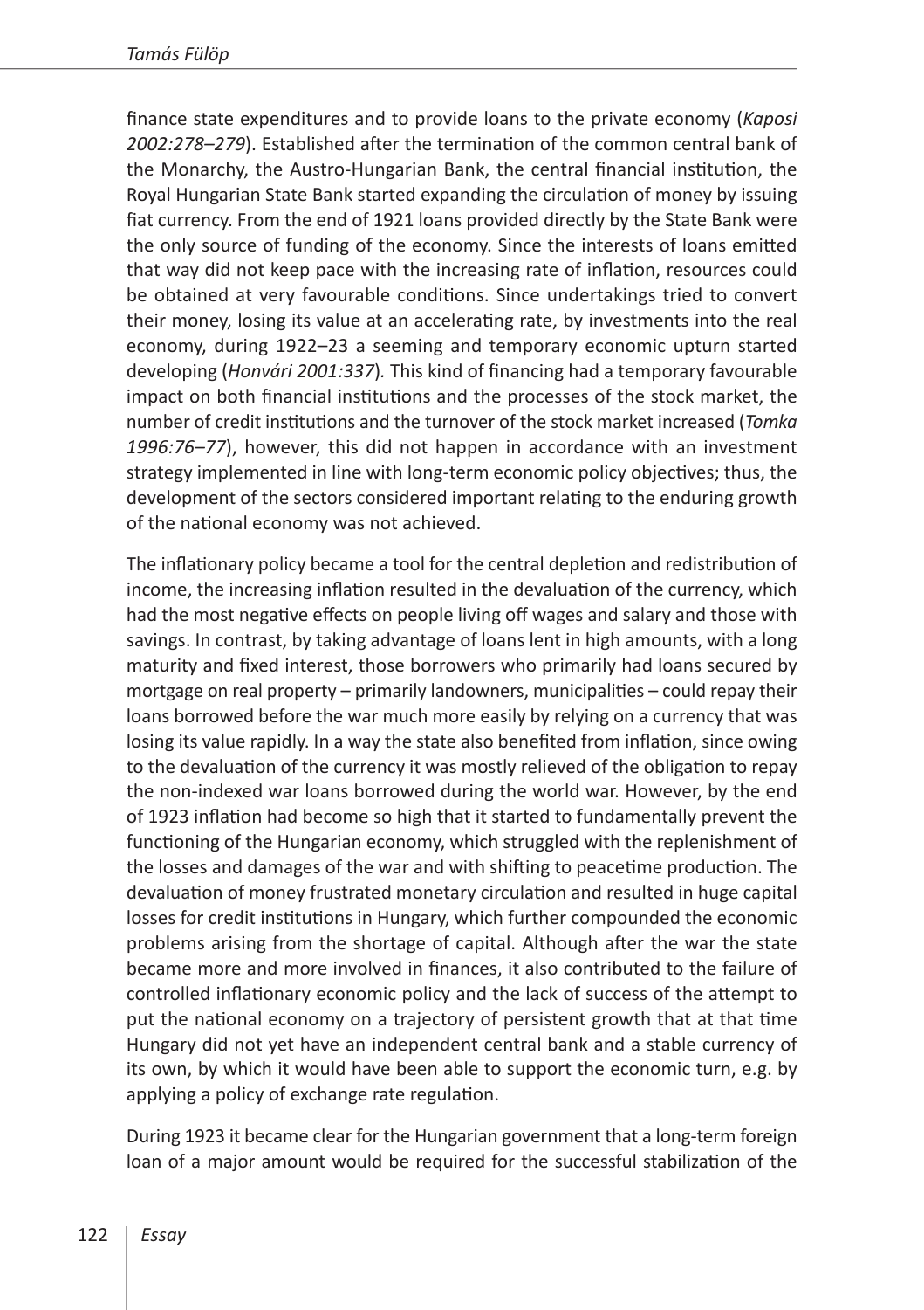finance state expenditures and to provide loans to the private economy (*Kaposi 2002:278–279*). Established after the termination of the common central bank of the Monarchy, the Austro-Hungarian Bank, the central financial institution, the Royal Hungarian State Bank started expanding the circulation of money by issuing fiat currency. From the end of 1921 loans provided directly by the State Bank were the only source of funding of the economy. Since the interests of loans emitted that way did not keep pace with the increasing rate of inflation, resources could be obtained at very favourable conditions. Since undertakings tried to convert their money, losing its value at an accelerating rate, by investments into the real economy, during 1922–23 a seeming and temporary economic upturn started developing (*Honvári 2001:337*). This kind of financing had a temporary favourable impact on both financial institutions and the processes of the stock market, the number of credit institutions and the turnover of the stock market increased (*Tomka 1996:76–77*), however, this did not happen in accordance with an investment strategy implemented in line with long-term economic policy objectives; thus, the development of the sectors considered important relating to the enduring growth of the national economy was not achieved.

The inflationary policy became a tool for the central depletion and redistribution of income, the increasing inflation resulted in the devaluation of the currency, which had the most negative effects on people living off wages and salary and those with savings. In contrast, by taking advantage of loans lent in high amounts, with a long maturity and fixed interest, those borrowers who primarily had loans secured by mortgage on real property – primarily landowners, municipalities – could repay their loans borrowed before the war much more easily by relying on a currency that was losing its value rapidly. In a way the state also benefited from inflation, since owing to the devaluation of the currency it was mostly relieved of the obligation to repay the non-indexed war loans borrowed during the world war. However, by the end of 1923 inflation had become so high that it started to fundamentally prevent the functioning of the Hungarian economy, which struggled with the replenishment of the losses and damages of the war and with shifting to peacetime production. The devaluation of money frustrated monetary circulation and resulted in huge capital losses for credit institutions in Hungary, which further compounded the economic problems arising from the shortage of capital. Although after the war the state became more and more involved in finances, it also contributed to the failure of controlled inflationary economic policy and the lack of success of the attempt to put the national economy on a trajectory of persistent growth that at that time Hungary did not yet have an independent central bank and a stable currency of its own, by which it would have been able to support the economic turn, e.g. by applying a policy of exchange rate regulation.

During 1923 it became clear for the Hungarian government that a long-term foreign loan of a major amount would be required for the successful stabilization of the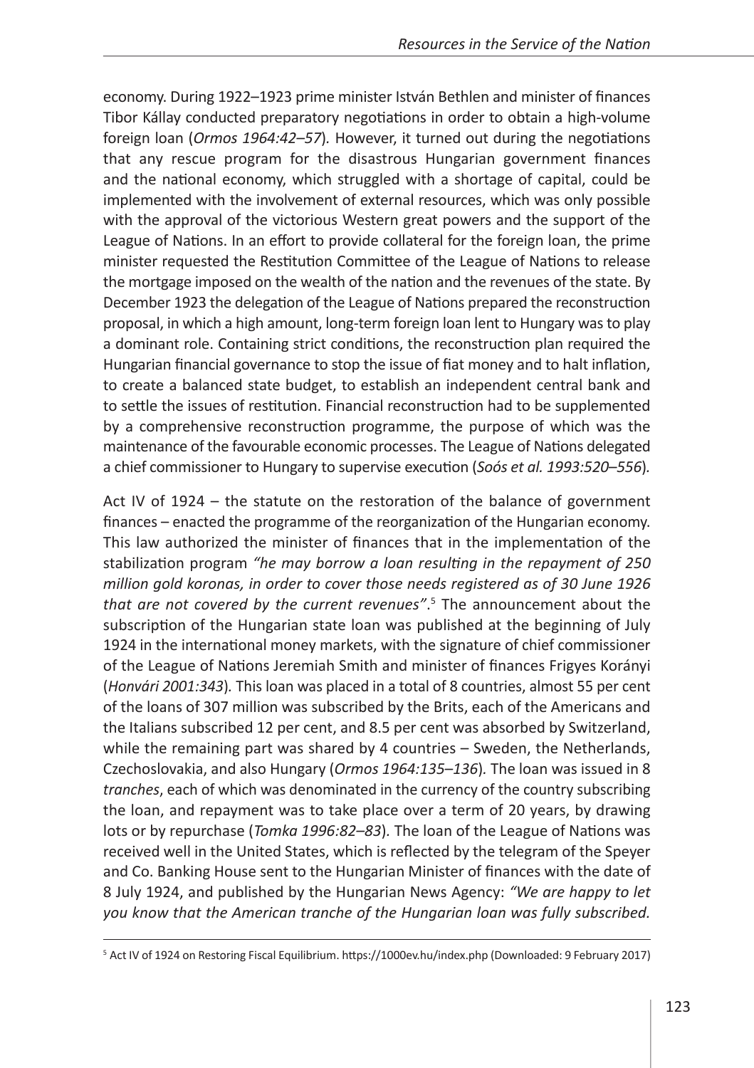economy. During 1922–1923 prime minister István Bethlen and minister of finances Tibor Kállay conducted preparatory negotiations in order to obtain a high-volume foreign loan (*Ormos 1964:42–57*). However, it turned out during the negotiations that any rescue program for the disastrous Hungarian government finances and the national economy, which struggled with a shortage of capital, could be implemented with the involvement of external resources, which was only possible with the approval of the victorious Western great powers and the support of the League of Nations. In an effort to provide collateral for the foreign loan, the prime minister requested the Restitution Committee of the League of Nations to release the mortgage imposed on the wealth of the nation and the revenues of the state. By December 1923 the delegation of the League of Nations prepared the reconstruction proposal, in which a high amount, long-term foreign loan lent to Hungary was to play a dominant role. Containing strict conditions, the reconstruction plan required the Hungarian financial governance to stop the issue of fiat money and to halt inflation, to create a balanced state budget, to establish an independent central bank and to settle the issues of restitution. Financial reconstruction had to be supplemented by a comprehensive reconstruction programme, the purpose of which was the maintenance of the favourable economic processes. The League of Nations delegated a chief commissioner to Hungary to supervise execution (*Soós et al. 1993:520–556*).

Act IV of 1924 – the statute on the restoration of the balance of government finances – enacted the programme of the reorganization of the Hungarian economy. This law authorized the minister of finances that in the implementation of the stabilization program *"he may borrow a loan resulting in the repayment of 250 million gold koronas, in order to cover those needs registered as of 30 June 1926 that are not covered by the current revenues"*.[5] The announcement about the subscription of the Hungarian state loan was published at the beginning of July 1924 in the international money markets, with the signature of chief commissioner of the League of Nations Jeremiah Smith and minister of finances Frigyes Korányi (*Honvári 2001:343*). This loan was placed in a total of 8 countries, almost 55 per cent of the loans of 307 million was subscribed by the Brits, each of the Americans and the Italians subscribed 12 per cent, and 8.5 per cent was absorbed by Switzerland, while the remaining part was shared by 4 countries – Sweden, the Netherlands, Czechoslovakia, and also Hungary (*Ormos 1964:135–136*). The loan was issued in 8 *tranches*, each of which was denominated in the currency of the country subscribing the loan, and repayment was to take place over a term of 20 years, by drawing lots or by repurchase (*Tomka 1996:82–83*). The loan of the League of Nations was received well in the United States, which is reflected by the telegram of the Speyer and Co. Banking House sent to the Hungarian Minister of finances with the date of 8 July 1924, and published by the Hungarian News Agency: *"We are happy to let you know that the American tranche of the Hungarian loan was fully subscribed.*

---

[5] Act IV of 1924 on Restoring Fiscal Equilibrium. https://1000ev.hu/index.php (Downloaded: 9 February 2017)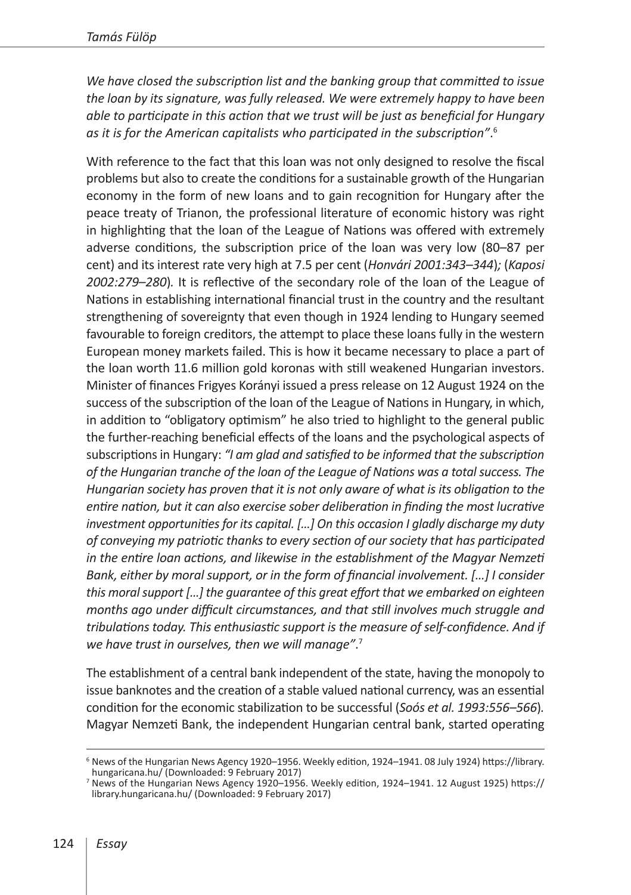*We have closed the subscription list and the banking group that committed to issue the loan by its signature, was fully released. We were extremely happy to have been able to participate in this action that we trust will be just as beneficial for Hungary as it is for the American capitalists who participated in the subscription"*.[6]

With reference to the fact that this loan was not only designed to resolve the fiscal problems but also to create the conditions for a sustainable growth of the Hungarian economy in the form of new loans and to gain recognition for Hungary after the peace treaty of Trianon, the professional literature of economic history was right in highlighting that the loan of the League of Nations was offered with extremely adverse conditions, the subscription price of the loan was very low (80–87 per cent) and its interest rate very high at 7.5 per cent (*Honvári 2001:343–344*)*;* (*Kaposi 2002:279–280*)*.* It is reflective of the secondary role of the loan of the League of Nations in establishing international financial trust in the country and the resultant strengthening of sovereignty that even though in 1924 lending to Hungary seemed favourable to foreign creditors, the attempt to place these loans fully in the western European money markets failed. This is how it became necessary to place a part of the loan worth 11.6 million gold koronas with still weakened Hungarian investors. Minister of finances Frigyes Korányi issued a press release on 12 August 1924 on the success of the subscription of the loan of the League of Nations in Hungary, in which, in addition to "obligatory optimism" he also tried to highlight to the general public the further-reaching beneficial effects of the loans and the psychological aspects of subscriptions in Hungary: *"I am glad and satisfied to be informed that the subscription of the Hungarian tranche of the loan of the League of Nations was a total success. The Hungarian society has proven that it is not only aware of what is its obligation to the entire nation, but it can also exercise sober deliberation in finding the most lucrative investment opportunities for its capital. […] On this occasion I gladly discharge my duty of conveying my patriotic thanks to every section of our society that has participated in the entire loan actions, and likewise in the establishment of the Magyar Nemzeti Bank, either by moral support, or in the form of financial involvement. […] I consider this moral support […] the guarantee of this great effort that we embarked on eighteen months ago under difficult circumstances, and that still involves much struggle and tribulations today. This enthusiastic support is the measure of self-confidence. And if we have trust in ourselves, then we will manage"*.[7]

The establishment of a central bank independent of the state, having the monopoly to issue banknotes and the creation of a stable valued national currency, was an essential condition for the economic stabilization to be successful (*Soós et al. 1993:556–566*)*.* Magyar Nemzeti Bank, the independent Hungarian central bank, started operating

[6] News of the Hungarian News Agency 1920–1956. Weekly edition, 1924–1941. 08 July 1924) https://library.hungaricana.hu/ (Downloaded: 9 February 2017)

[7] News of the Hungarian News Agency 1920–1956. Weekly edition, 1924–1941. 12 August 1925) https://library.hungaricana.hu/ (Downloaded: 9 February 2017)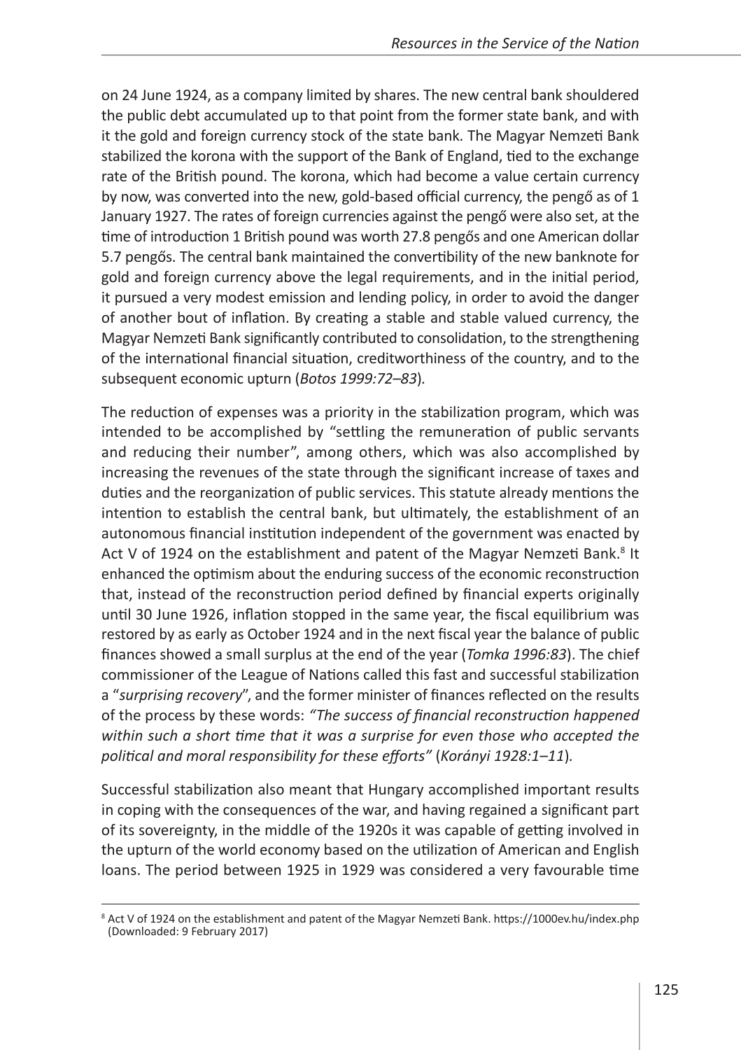on 24 June 1924, as a company limited by shares. The new central bank shouldered the public debt accumulated up to that point from the former state bank, and with it the gold and foreign currency stock of the state bank. The Magyar Nemzeti Bank stabilized the korona with the support of the Bank of England, tied to the exchange rate of the British pound. The korona, which had become a value certain currency by now, was converted into the new, gold-based official currency, the pengő as of 1 January 1927. The rates of foreign currencies against the pengő were also set, at the time of introduction 1 British pound was worth 27.8 pengős and one American dollar 5.7 pengős. The central bank maintained the convertibility of the new banknote for gold and foreign currency above the legal requirements, and in the initial period, it pursued a very modest emission and lending policy, in order to avoid the danger of another bout of inflation. By creating a stable and stable valued currency, the Magyar Nemzeti Bank significantly contributed to consolidation, to the strengthening of the international financial situation, creditworthiness of the country, and to the subsequent economic upturn (*Botos 1999:72–83*).

The reduction of expenses was a priority in the stabilization program, which was intended to be accomplished by "settling the remuneration of public servants and reducing their number", among others, which was also accomplished by increasing the revenues of the state through the significant increase of taxes and duties and the reorganization of public services. This statute already mentions the intention to establish the central bank, but ultimately, the establishment of an autonomous financial institution independent of the government was enacted by Act V of 1924 on the establishment and patent of the Magyar Nemzeti Bank.[8] It enhanced the optimism about the enduring success of the economic reconstruction that, instead of the reconstruction period defined by financial experts originally until 30 June 1926, inflation stopped in the same year, the fiscal equilibrium was restored by as early as October 1924 and in the next fiscal year the balance of public finances showed a small surplus at the end of the year (*Tomka 1996:83*). The chief commissioner of the League of Nations called this fast and successful stabilization a "*surprising recovery*", and the former minister of finances reflected on the results of the process by these words: *"The success of financial reconstruction happened within such a short time that it was a surprise for even those who accepted the political and moral responsibility for these efforts"* (*Korányi 1928:1–11*).

Successful stabilization also meant that Hungary accomplished important results in coping with the consequences of the war, and having regained a significant part of its sovereignty, in the middle of the 1920s it was capable of getting involved in the upturn of the world economy based on the utilization of American and English loans. The period between 1925 in 1929 was considered a very favourable time

[8] Act V of 1924 on the establishment and patent of the Magyar Nemzeti Bank. https://1000ev.hu/index.php (Downloaded: 9 February 2017)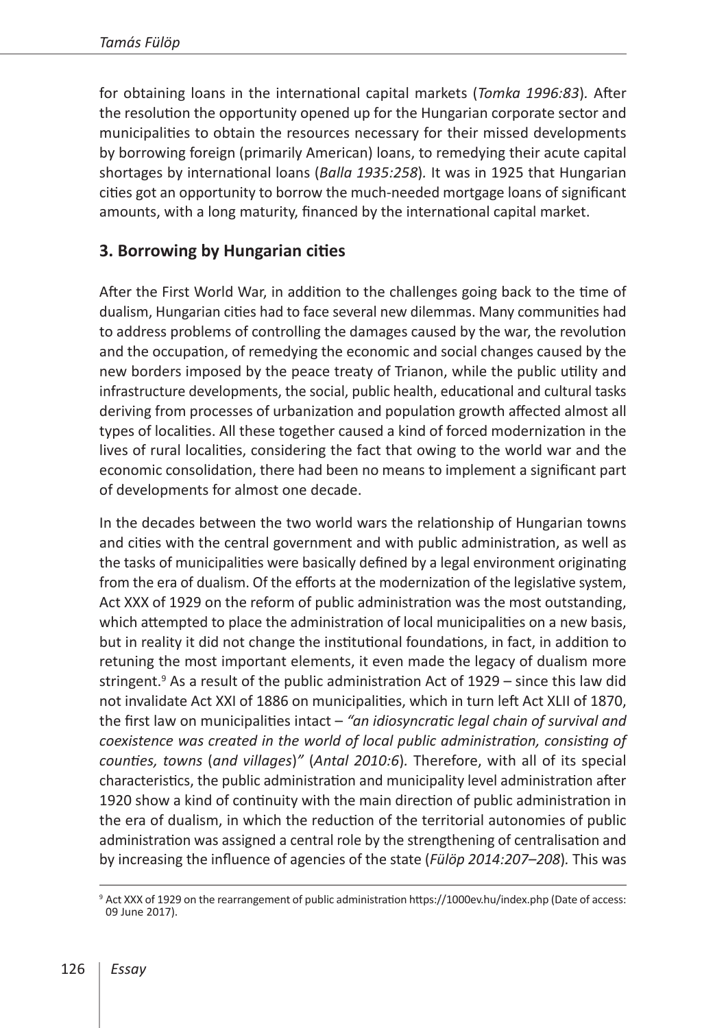for obtaining loans in the international capital markets (*Tomka 1996:83*). After the resolution the opportunity opened up for the Hungarian corporate sector and municipalities to obtain the resources necessary for their missed developments by borrowing foreign (primarily American) loans, to remedying their acute capital shortages by international loans (*Balla 1935:258*). It was in 1925 that Hungarian cities got an opportunity to borrow the much-needed mortgage loans of significant amounts, with a long maturity, financed by the international capital market.

## 3. Borrowing by Hungarian cities

After the First World War, in addition to the challenges going back to the time of dualism, Hungarian cities had to face several new dilemmas. Many communities had to address problems of controlling the damages caused by the war, the revolution and the occupation, of remedying the economic and social changes caused by the new borders imposed by the peace treaty of Trianon, while the public utility and infrastructure developments, the social, public health, educational and cultural tasks deriving from processes of urbanization and population growth affected almost all types of localities. All these together caused a kind of forced modernization in the lives of rural localities, considering the fact that owing to the world war and the economic consolidation, there had been no means to implement a significant part of developments for almost one decade.

In the decades between the two world wars the relationship of Hungarian towns and cities with the central government and with public administration, as well as the tasks of municipalities were basically defined by a legal environment originating from the era of dualism. Of the efforts at the modernization of the legislative system, Act XXX of 1929 on the reform of public administration was the most outstanding, which attempted to place the administration of local municipalities on a new basis, but in reality it did not change the institutional foundations, in fact, in addition to retuning the most important elements, it even made the legacy of dualism more stringent.[9] As a result of the public administration Act of 1929 – since this law did not invalidate Act XXI of 1886 on municipalities, which in turn left Act XLII of 1870, the first law on municipalities intact – *"an idiosyncratic legal chain of survival and coexistence was created in the world of local public administration, consisting of counties, towns* (*and villages*)*"* (*Antal 2010:6*). Therefore, with all of its special characteristics, the public administration and municipality level administration after 1920 show a kind of continuity with the main direction of public administration in the era of dualism, in which the reduction of the territorial autonomies of public administration was assigned a central role by the strengthening of centralisation and by increasing the influence of agencies of the state (*Fülöp 2014:207–208*). This was

[9] Act XXX of 1929 on the rearrangement of public administration https://1000ev.hu/index.php (Date of access: 09 June 2017).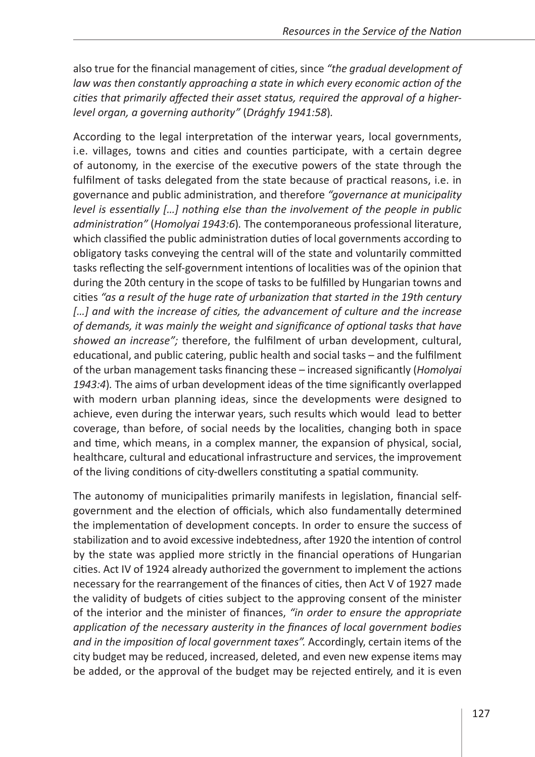also true for the financial management of cities, since *"the gradual development of law was then constantly approaching a state in which every economic action of the cities that primarily affected their asset status, required the approval of a higher-level organ, a governing authority"* (*Drághfy 1941:58*).

According to the legal interpretation of the interwar years, local governments, i.e. villages, towns and cities and counties participate, with a certain degree of autonomy, in the exercise of the executive powers of the state through the fulfilment of tasks delegated from the state because of practical reasons, i.e. in governance and public administration, and therefore *"governance at municipality level is essentially […] nothing else than the involvement of the people in public administration"* (*Homolyai 1943:6*). The contemporaneous professional literature, which classified the public administration duties of local governments according to obligatory tasks conveying the central will of the state and voluntarily committed tasks reflecting the self-government intentions of localities was of the opinion that during the 20th century in the scope of tasks to be fulfilled by Hungarian towns and cities *"as a result of the huge rate of urbanization that started in the 19th century […] and with the increase of cities, the advancement of culture and the increase of demands, it was mainly the weight and significance of optional tasks that have showed an increase";* therefore, the fulfilment of urban development, cultural, educational, and public catering, public health and social tasks – and the fulfilment of the urban management tasks financing these – increased significantly (*Homolyai 1943:4*). The aims of urban development ideas of the time significantly overlapped with modern urban planning ideas, since the developments were designed to achieve, even during the interwar years, such results which would lead to better coverage, than before, of social needs by the localities, changing both in space and time, which means, in a complex manner, the expansion of physical, social, healthcare, cultural and educational infrastructure and services, the improvement of the living conditions of city-dwellers constituting a spatial community.

The autonomy of municipalities primarily manifests in legislation, financial self-government and the election of officials, which also fundamentally determined the implementation of development concepts. In order to ensure the success of stabilization and to avoid excessive indebtedness, after 1920 the intention of control by the state was applied more strictly in the financial operations of Hungarian cities. Act IV of 1924 already authorized the government to implement the actions necessary for the rearrangement of the finances of cities, then Act V of 1927 made the validity of budgets of cities subject to the approving consent of the minister of the interior and the minister of finances, *"in order to ensure the appropriate application of the necessary austerity in the finances of local government bodies and in the imposition of local government taxes".* Accordingly, certain items of the city budget may be reduced, increased, deleted, and even new expense items may be added, or the approval of the budget may be rejected entirely, and it is even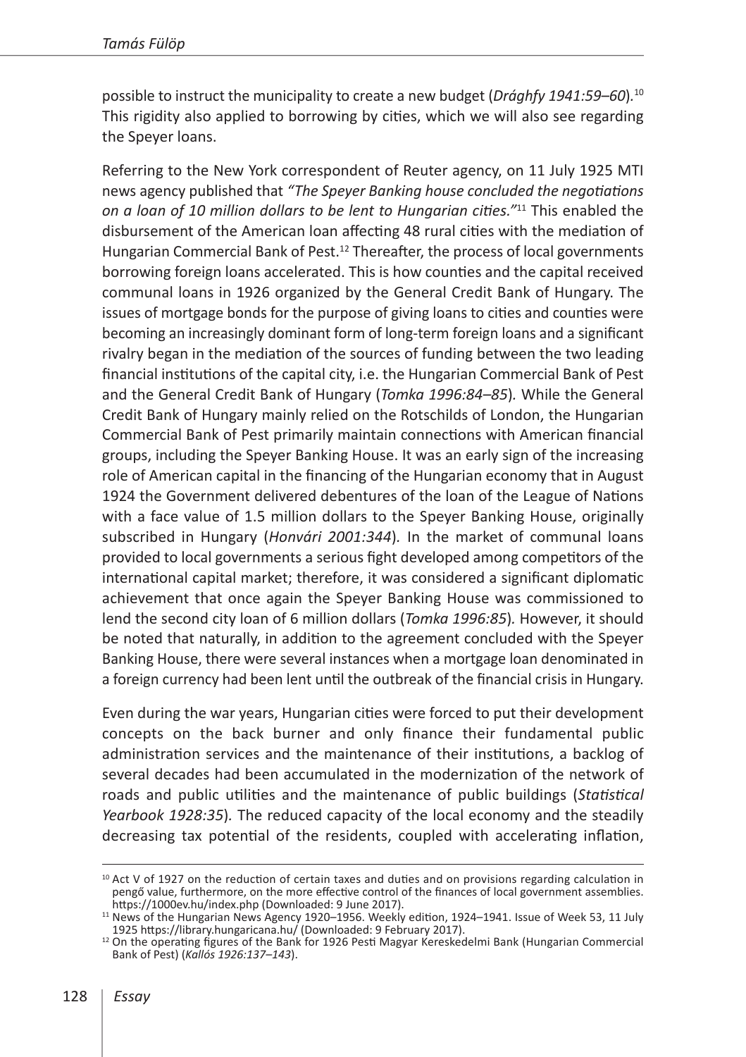possible to instruct the municipality to create a new budget (*Drághfy 1941:59–60*).[10] This rigidity also applied to borrowing by cities, which we will also see regarding the Speyer loans.

Referring to the New York correspondent of Reuter agency, on 11 July 1925 MTI news agency published that *"The Speyer Banking house concluded the negotiations on a loan of 10 million dollars to be lent to Hungarian cities."*[11] This enabled the disbursement of the American loan affecting 48 rural cities with the mediation of Hungarian Commercial Bank of Pest.[12] Thereafter, the process of local governments borrowing foreign loans accelerated. This is how counties and the capital received communal loans in 1926 organized by the General Credit Bank of Hungary. The issues of mortgage bonds for the purpose of giving loans to cities and counties were becoming an increasingly dominant form of long-term foreign loans and a significant rivalry began in the mediation of the sources of funding between the two leading financial institutions of the capital city, i.e. the Hungarian Commercial Bank of Pest and the General Credit Bank of Hungary (*Tomka 1996:84–85*). While the General Credit Bank of Hungary mainly relied on the Rotschilds of London, the Hungarian Commercial Bank of Pest primarily maintain connections with American financial groups, including the Speyer Banking House. It was an early sign of the increasing role of American capital in the financing of the Hungarian economy that in August 1924 the Government delivered debentures of the loan of the League of Nations with a face value of 1.5 million dollars to the Speyer Banking House, originally subscribed in Hungary (*Honvári 2001:344*). In the market of communal loans provided to local governments a serious fight developed among competitors of the international capital market; therefore, it was considered a significant diplomatic achievement that once again the Speyer Banking House was commissioned to lend the second city loan of 6 million dollars (*Tomka 1996:85*). However, it should be noted that naturally, in addition to the agreement concluded with the Speyer Banking House, there were several instances when a mortgage loan denominated in a foreign currency had been lent until the outbreak of the financial crisis in Hungary.

Even during the war years, Hungarian cities were forced to put their development concepts on the back burner and only finance their fundamental public administration services and the maintenance of their institutions, a backlog of several decades had been accumulated in the modernization of the network of roads and public utilities and the maintenance of public buildings (*Statistical Yearbook 1928:35*). The reduced capacity of the local economy and the steadily decreasing tax potential of the residents, coupled with accelerating inflation,

---

[10] Act V of 1927 on the reduction of certain taxes and duties and on provisions regarding calculation in pengő value, furthermore, on the more effective control of the finances of local government assemblies. https://1000ev.hu/index.php (Downloaded: 9 June 2017).

[11] News of the Hungarian News Agency 1920–1956. Weekly edition, 1924–1941. Issue of Week 53, 11 July 1925 https://library.hungaricana.hu/ (Downloaded: 9 February 2017).

[12] On the operating figures of the Bank for 1926 Pesti Magyar Kereskedelmi Bank (Hungarian Commercial Bank of Pest) (*Kallós 1926:137–143*).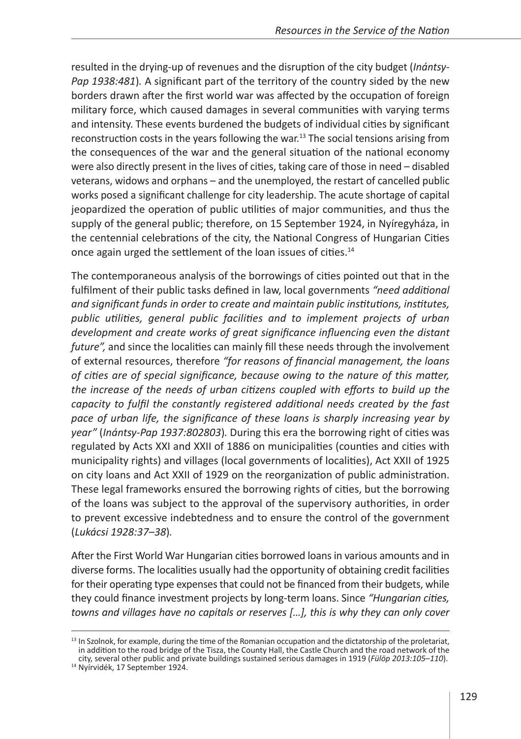resulted in the drying-up of revenues and the disruption of the city budget (*Inántsy-Pap 1938:481*). A significant part of the territory of the country sided by the new borders drawn after the first world war was affected by the occupation of foreign military force, which caused damages in several communities with varying terms and intensity. These events burdened the budgets of individual cities by significant reconstruction costs in the years following the war.[13] The social tensions arising from the consequences of the war and the general situation of the national economy were also directly present in the lives of cities, taking care of those in need – disabled veterans, widows and orphans – and the unemployed, the restart of cancelled public works posed a significant challenge for city leadership. The acute shortage of capital jeopardized the operation of public utilities of major communities, and thus the supply of the general public; therefore, on 15 September 1924, in Nyíregyháza, in the centennial celebrations of the city, the National Congress of Hungarian Cities once again urged the settlement of the loan issues of cities.[14]

The contemporaneous analysis of the borrowings of cities pointed out that in the fulfilment of their public tasks defined in law, local governments *"need additional and significant funds in order to create and maintain public institutions, institutes, public utilities, general public facilities and to implement projects of urban development and create works of great significance influencing even the distant future",* and since the localities can mainly fill these needs through the involvement of external resources, therefore *"for reasons of financial management, the loans of cities are of special significance, because owing to the nature of this matter, the increase of the needs of urban citizens coupled with efforts to build up the capacity to fulfil the constantly registered additional needs created by the fast pace of urban life, the significance of these loans is sharply increasing year by year"* (*Inántsy-Pap 1937:802803*). During this era the borrowing right of cities was regulated by Acts XXI and XXII of 1886 on municipalities (counties and cities with municipality rights) and villages (local governments of localities), Act XXII of 1925 on city loans and Act XXII of 1929 on the reorganization of public administration. These legal frameworks ensured the borrowing rights of cities, but the borrowing of the loans was subject to the approval of the supervisory authorities, in order to prevent excessive indebtedness and to ensure the control of the government (*Lukácsi 1928:37–38*).

After the First World War Hungarian cities borrowed loans in various amounts and in diverse forms. The localities usually had the opportunity of obtaining credit facilities for their operating type expenses that could not be financed from their budgets, while they could finance investment projects by long-term loans. Since *"Hungarian cities, towns and villages have no capitals or reserves […], this is why they can only cover*

[13] In Szolnok, for example, during the time of the Romanian occupation and the dictatorship of the proletariat, in addition to the road bridge of the Tisza, the County Hall, the Castle Church and the road network of the city, several other public and private buildings sustained serious damages in 1919 (*Fülöp 2013:105–110*).

[14] Nyírvidék, 17 September 1924.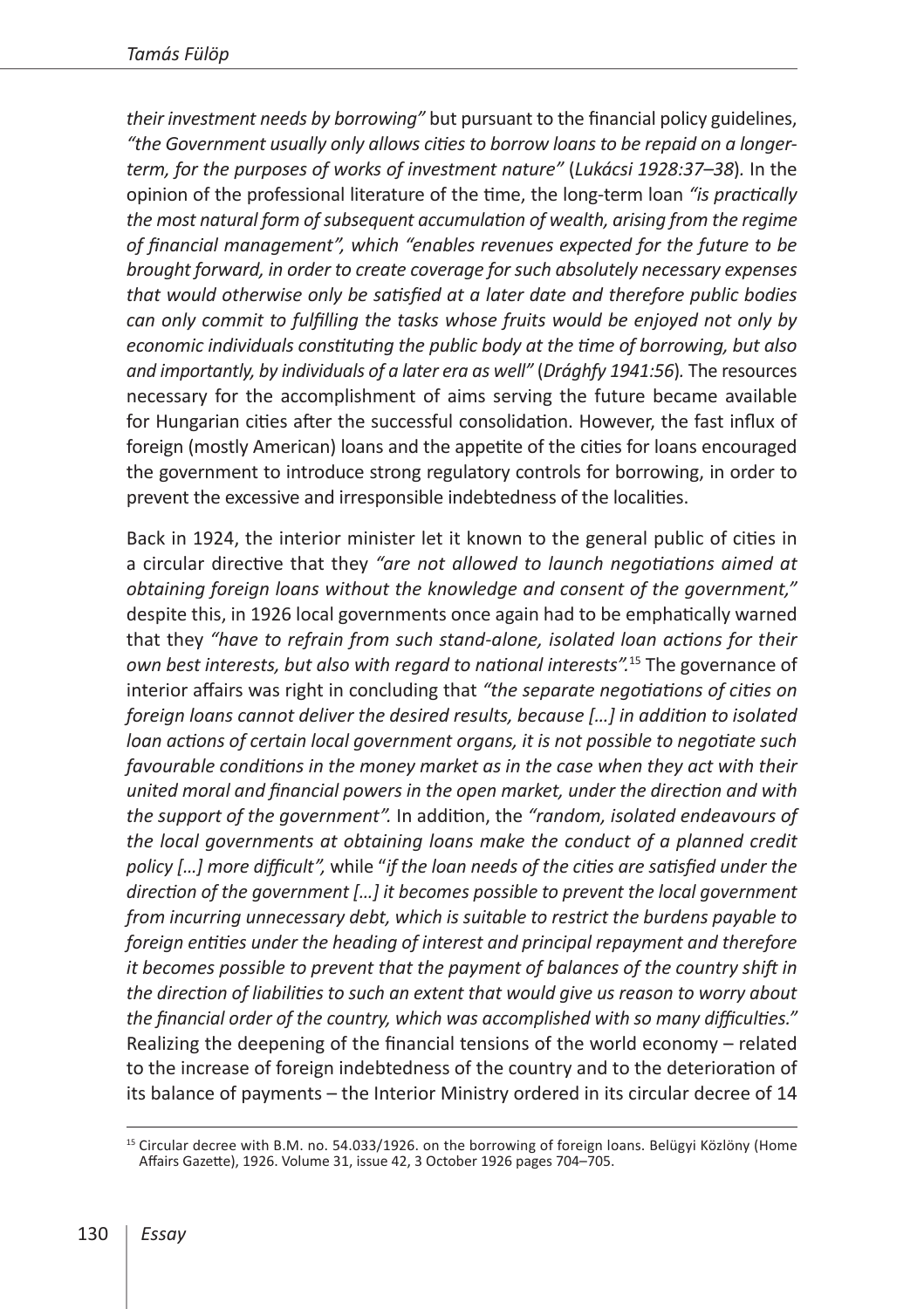*their investment needs by borrowing"* but pursuant to the financial policy guidelines, *"the Government usually only allows cities to borrow loans to be repaid on a longer-term, for the purposes of works of investment nature"* (*Lukácsi 1928:37–38*). In the opinion of the professional literature of the time, the long-term loan *"is practically the most natural form of subsequent accumulation of wealth, arising from the regime of financial management", which "enables revenues expected for the future to be brought forward, in order to create coverage for such absolutely necessary expenses that would otherwise only be satisfied at a later date and therefore public bodies can only commit to fulfilling the tasks whose fruits would be enjoyed not only by economic individuals constituting the public body at the time of borrowing, but also and importantly, by individuals of a later era as well"* (*Drághfy 1941:56*). The resources necessary for the accomplishment of aims serving the future became available for Hungarian cities after the successful consolidation. However, the fast influx of foreign (mostly American) loans and the appetite of the cities for loans encouraged the government to introduce strong regulatory controls for borrowing, in order to prevent the excessive and irresponsible indebtedness of the localities.

Back in 1924, the interior minister let it known to the general public of cities in a circular directive that they *"are not allowed to launch negotiations aimed at obtaining foreign loans without the knowledge and consent of the government,"* despite this, in 1926 local governments once again had to be emphatically warned that they *"have to refrain from such stand-alone, isolated loan actions for their own best interests, but also with regard to national interests".*[15] The governance of interior affairs was right in concluding that *"the separate negotiations of cities on foreign loans cannot deliver the desired results, because […] in addition to isolated loan actions of certain local government organs, it is not possible to negotiate such favourable conditions in the money market as in the case when they act with their united moral and financial powers in the open market, under the direction and with the support of the government".* In addition, the *"random, isolated endeavours of the local governments at obtaining loans make the conduct of a planned credit policy […] more difficult",* while "*if the loan needs of the cities are satisfied under the direction of the government […] it becomes possible to prevent the local government from incurring unnecessary debt, which is suitable to restrict the burdens payable to foreign entities under the heading of interest and principal repayment and therefore it becomes possible to prevent that the payment of balances of the country shift in the direction of liabilities to such an extent that would give us reason to worry about the financial order of the country, which was accomplished with so many difficulties."* Realizing the deepening of the financial tensions of the world economy – related to the increase of foreign indebtedness of the country and to the deterioration of its balance of payments – the Interior Ministry ordered in its circular decree of 14

[15] Circular decree with B.M. no. 54.033/1926. on the borrowing of foreign loans. Belügyi Közlöny (Home Affairs Gazette), 1926. Volume 31, issue 42, 3 October 1926 pages 704–705.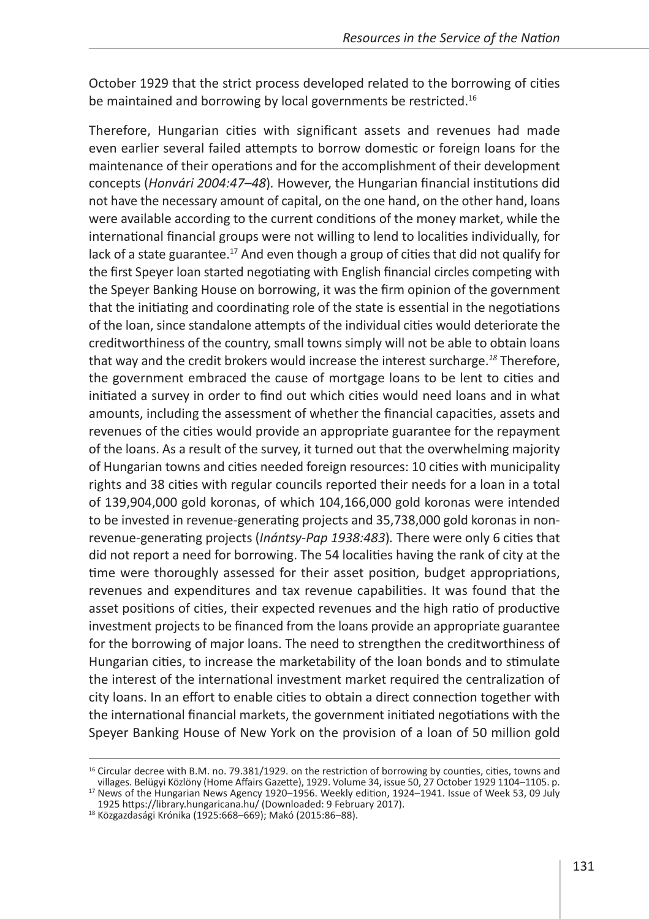October 1929 that the strict process developed related to the borrowing of cities be maintained and borrowing by local governments be restricted.[16]

Therefore, Hungarian cities with significant assets and revenues had made even earlier several failed attempts to borrow domestic or foreign loans for the maintenance of their operations and for the accomplishment of their development concepts (*Honvári 2004:47–48*). However, the Hungarian financial institutions did not have the necessary amount of capital, on the one hand, on the other hand, loans were available according to the current conditions of the money market, while the international financial groups were not willing to lend to localities individually, for lack of a state guarantee.[17] And even though a group of cities that did not qualify for the first Speyer loan started negotiating with English financial circles competing with the Speyer Banking House on borrowing, it was the firm opinion of the government that the initiating and coordinating role of the state is essential in the negotiations of the loan, since standalone attempts of the individual cities would deteriorate the creditworthiness of the country, small towns simply will not be able to obtain loans that way and the credit brokers would increase the interest surcharge.[18] Therefore, the government embraced the cause of mortgage loans to be lent to cities and initiated a survey in order to find out which cities would need loans and in what amounts, including the assessment of whether the financial capacities, assets and revenues of the cities would provide an appropriate guarantee for the repayment of the loans. As a result of the survey, it turned out that the overwhelming majority of Hungarian towns and cities needed foreign resources: 10 cities with municipality rights and 38 cities with regular councils reported their needs for a loan in a total of 139,904,000 gold koronas, of which 104,166,000 gold koronas were intended to be invested in revenue-generating projects and 35,738,000 gold koronas in non-revenue-generating projects (*Inántsy-Pap 1938:483*). There were only 6 cities that did not report a need for borrowing. The 54 localities having the rank of city at the time were thoroughly assessed for their asset position, budget appropriations, revenues and expenditures and tax revenue capabilities. It was found that the asset positions of cities, their expected revenues and the high ratio of productive investment projects to be financed from the loans provide an appropriate guarantee for the borrowing of major loans. The need to strengthen the creditworthiness of Hungarian cities, to increase the marketability of the loan bonds and to stimulate the interest of the international investment market required the centralization of city loans. In an effort to enable cities to obtain a direct connection together with the international financial markets, the government initiated negotiations with the Speyer Banking House of New York on the provision of a loan of 50 million gold

---

[16] Circular decree with B.M. no. 79.381/1929. on the restriction of borrowing by counties, cities, towns and villages. Belügyi Közlöny (Home Affairs Gazette), 1929. Volume 34, issue 50, 27 October 1929 1104–1105. p.

[17] News of the Hungarian News Agency 1920–1956. Weekly edition, 1924–1941. Issue of Week 53, 09 July 1925 https://library.hungaricana.hu/ (Downloaded: 9 February 2017).

[18] Közgazdasági Krónika (1925:668–669); Makó (2015:86–88).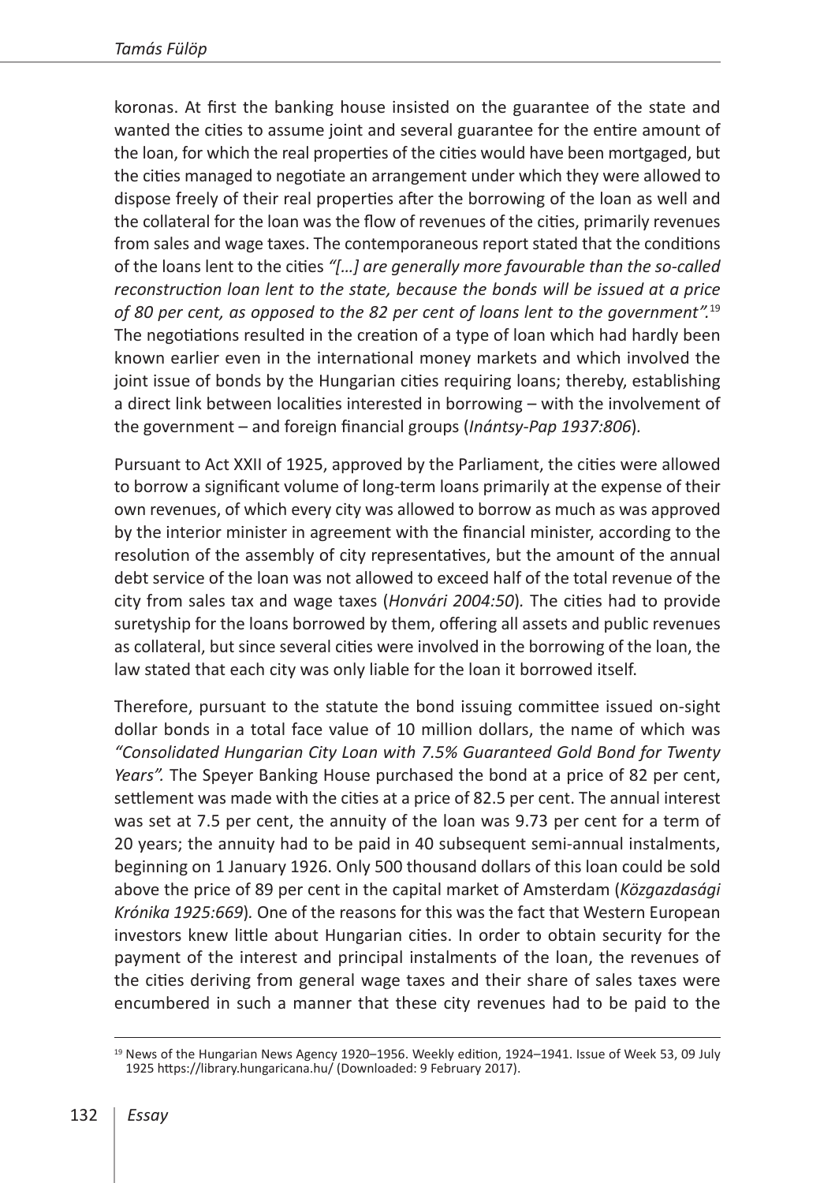koronas. At first the banking house insisted on the guarantee of the state and wanted the cities to assume joint and several guarantee for the entire amount of the loan, for which the real properties of the cities would have been mortgaged, but the cities managed to negotiate an arrangement under which they were allowed to dispose freely of their real properties after the borrowing of the loan as well and the collateral for the loan was the flow of revenues of the cities, primarily revenues from sales and wage taxes. The contemporaneous report stated that the conditions of the loans lent to the cities *"[…] are generally more favourable than the so-called reconstruction loan lent to the state, because the bonds will be issued at a price of 80 per cent, as opposed to the 82 per cent of loans lent to the government".*[19] The negotiations resulted in the creation of a type of loan which had hardly been known earlier even in the international money markets and which involved the joint issue of bonds by the Hungarian cities requiring loans; thereby, establishing a direct link between localities interested in borrowing – with the involvement of the government – and foreign financial groups (*Inántsy-Pap 1937:806*).

Pursuant to Act XXII of 1925, approved by the Parliament, the cities were allowed to borrow a significant volume of long-term loans primarily at the expense of their own revenues, of which every city was allowed to borrow as much as was approved by the interior minister in agreement with the financial minister, according to the resolution of the assembly of city representatives, but the amount of the annual debt service of the loan was not allowed to exceed half of the total revenue of the city from sales tax and wage taxes (*Honvári 2004:50*)*.* The cities had to provide suretyship for the loans borrowed by them, offering all assets and public revenues as collateral, but since several cities were involved in the borrowing of the loan, the law stated that each city was only liable for the loan it borrowed itself.

Therefore, pursuant to the statute the bond issuing committee issued on-sight dollar bonds in a total face value of 10 million dollars, the name of which was *"Consolidated Hungarian City Loan with 7.5% Guaranteed Gold Bond for Twenty Years".* The Speyer Banking House purchased the bond at a price of 82 per cent, settlement was made with the cities at a price of 82.5 per cent. The annual interest was set at 7.5 per cent, the annuity of the loan was 9.73 per cent for a term of 20 years; the annuity had to be paid in 40 subsequent semi-annual instalments, beginning on 1 January 1926. Only 500 thousand dollars of this loan could be sold above the price of 89 per cent in the capital market of Amsterdam (*Közgazdasági Krónika 1925:669*)*.* One of the reasons for this was the fact that Western European investors knew little about Hungarian cities. In order to obtain security for the payment of the interest and principal instalments of the loan, the revenues of the cities deriving from general wage taxes and their share of sales taxes were encumbered in such a manner that these city revenues had to be paid to the

[19] News of the Hungarian News Agency 1920–1956. Weekly edition, 1924–1941. Issue of Week 53, 09 July 1925 https://library.hungaricana.hu/ (Downloaded: 9 February 2017).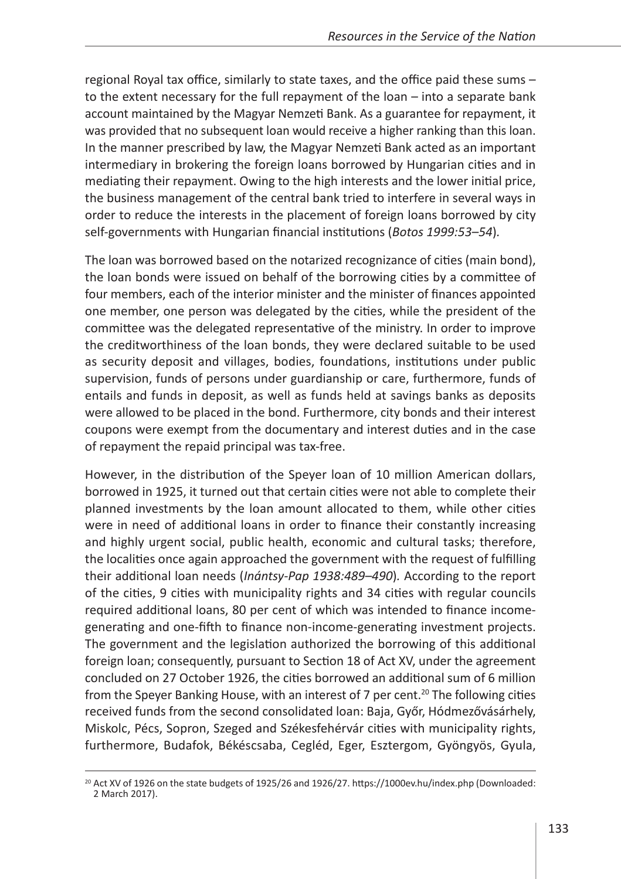regional Royal tax office, similarly to state taxes, and the office paid these sums – to the extent necessary for the full repayment of the loan – into a separate bank account maintained by the Magyar Nemzeti Bank. As a guarantee for repayment, it was provided that no subsequent loan would receive a higher ranking than this loan. In the manner prescribed by law, the Magyar Nemzeti Bank acted as an important intermediary in brokering the foreign loans borrowed by Hungarian cities and in mediating their repayment. Owing to the high interests and the lower initial price, the business management of the central bank tried to interfere in several ways in order to reduce the interests in the placement of foreign loans borrowed by city self-governments with Hungarian financial institutions (*Botos 1999:53–54*).

The loan was borrowed based on the notarized recognizance of cities (main bond), the loan bonds were issued on behalf of the borrowing cities by a committee of four members, each of the interior minister and the minister of finances appointed one member, one person was delegated by the cities, while the president of the committee was the delegated representative of the ministry. In order to improve the creditworthiness of the loan bonds, they were declared suitable to be used as security deposit and villages, bodies, foundations, institutions under public supervision, funds of persons under guardianship or care, furthermore, funds of entails and funds in deposit, as well as funds held at savings banks as deposits were allowed to be placed in the bond. Furthermore, city bonds and their interest coupons were exempt from the documentary and interest duties and in the case of repayment the repaid principal was tax-free.

However, in the distribution of the Speyer loan of 10 million American dollars, borrowed in 1925, it turned out that certain cities were not able to complete their planned investments by the loan amount allocated to them, while other cities were in need of additional loans in order to finance their constantly increasing and highly urgent social, public health, economic and cultural tasks; therefore, the localities once again approached the government with the request of fulfilling their additional loan needs (*Inántsy-Pap 1938:489–490*). According to the report of the cities, 9 cities with municipality rights and 34 cities with regular councils required additional loans, 80 per cent of which was intended to finance income-generating and one-fifth to finance non-income-generating investment projects. The government and the legislation authorized the borrowing of this additional foreign loan; consequently, pursuant to Section 18 of Act XV, under the agreement concluded on 27 October 1926, the cities borrowed an additional sum of 6 million from the Speyer Banking House, with an interest of 7 per cent.[20] The following cities received funds from the second consolidated loan: Baja, Győr, Hódmezővásárhely, Miskolc, Pécs, Sopron, Szeged and Székesfehérvár cities with municipality rights, furthermore, Budafok, Békéscsaba, Cegléd, Eger, Esztergom, Gyöngyös, Gyula,

---

[20] Act XV of 1926 on the state budgets of 1925/26 and 1926/27. https://1000ev.hu/index.php (Downloaded: 2 March 2017).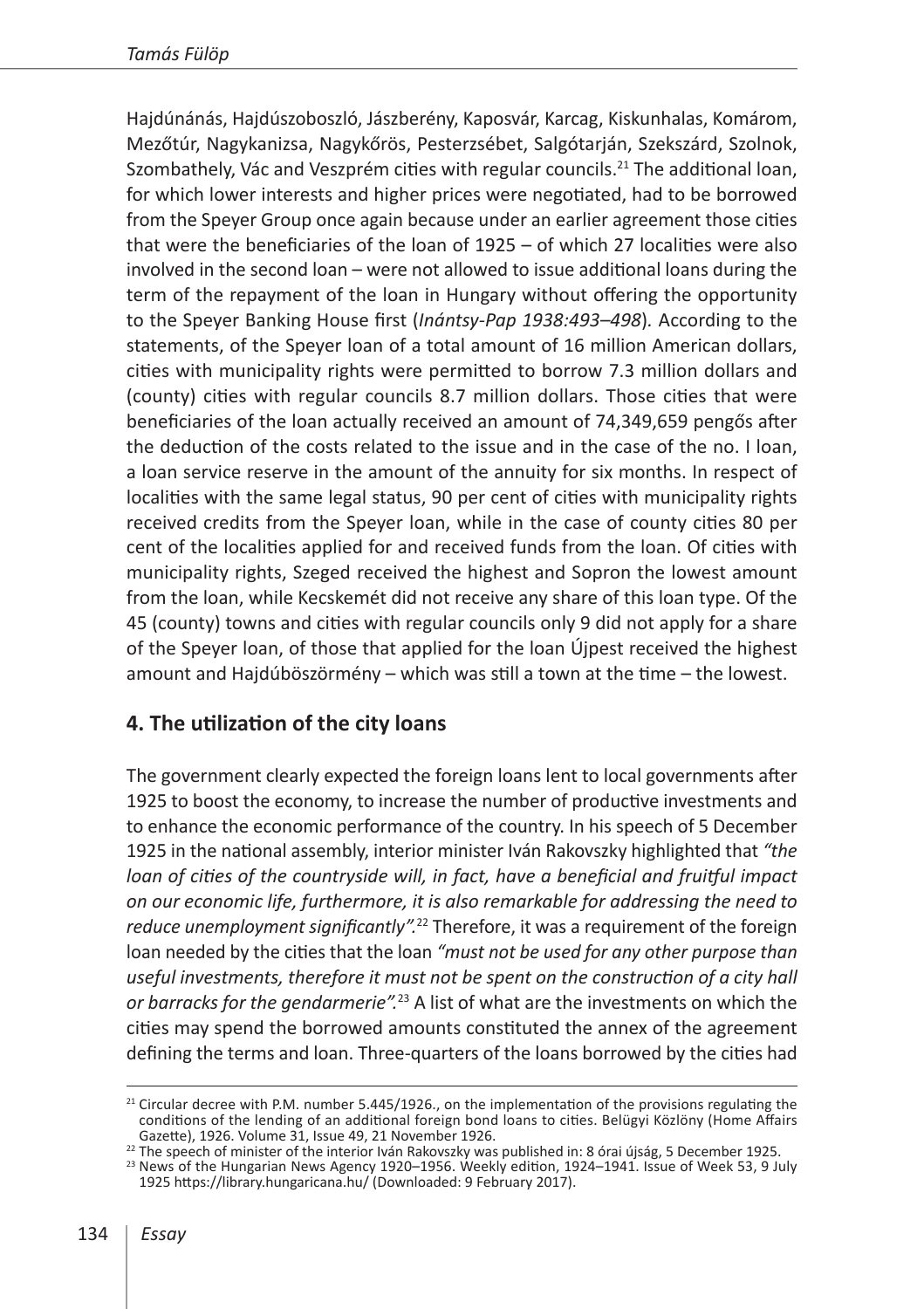Hajdúnánás, Hajdúszoboszló, Jászberény, Kaposvár, Karcag, Kiskunhalas, Komárom, Mezőtúr, Nagykanizsa, Nagykőrös, Pesterzsébet, Salgótarján, Szekszárd, Szolnok, Szombathely, Vác and Veszprém cities with regular councils.[21] The additional loan, for which lower interests and higher prices were negotiated, had to be borrowed from the Speyer Group once again because under an earlier agreement those cities that were the beneficiaries of the loan of 1925 – of which 27 localities were also involved in the second loan – were not allowed to issue additional loans during the term of the repayment of the loan in Hungary without offering the opportunity to the Speyer Banking House first (*Inántsy-Pap 1938:493–498*). According to the statements, of the Speyer loan of a total amount of 16 million American dollars, cities with municipality rights were permitted to borrow 7.3 million dollars and (county) cities with regular councils 8.7 million dollars. Those cities that were beneficiaries of the loan actually received an amount of 74,349,659 pengős after the deduction of the costs related to the issue and in the case of the no. I loan, a loan service reserve in the amount of the annuity for six months. In respect of localities with the same legal status, 90 per cent of cities with municipality rights received credits from the Speyer loan, while in the case of county cities 80 per cent of the localities applied for and received funds from the loan. Of cities with municipality rights, Szeged received the highest and Sopron the lowest amount from the loan, while Kecskemét did not receive any share of this loan type. Of the 45 (county) towns and cities with regular councils only 9 did not apply for a share of the Speyer loan, of those that applied for the loan Újpest received the highest amount and Hajdúböszörmény – which was still a town at the time – the lowest.

## 4. The utilization of the city loans

The government clearly expected the foreign loans lent to local governments after 1925 to boost the economy, to increase the number of productive investments and to enhance the economic performance of the country. In his speech of 5 December 1925 in the national assembly, interior minister Iván Rakovszky highlighted that *"the loan of cities of the countryside will, in fact, have a beneficial and fruitful impact on our economic life, furthermore, it is also remarkable for addressing the need to reduce unemployment significantly".*[22] Therefore, it was a requirement of the foreign loan needed by the cities that the loan *"must not be used for any other purpose than useful investments, therefore it must not be spent on the construction of a city hall or barracks for the gendarmerie".*[23] A list of what are the investments on which the cities may spend the borrowed amounts constituted the annex of the agreement defining the terms and loan. Three-quarters of the loans borrowed by the cities had

[21] Circular decree with P.M. number 5.445/1926., on the implementation of the provisions regulating the conditions of the lending of an additional foreign bond loans to cities. Belügyi Közlöny (Home Affairs Gazette), 1926. Volume 31, Issue 49, 21 November 1926.

[22] The speech of minister of the interior Iván Rakovszky was published in: 8 órai újság, 5 December 1925.

[23] News of the Hungarian News Agency 1920–1956. Weekly edition, 1924–1941. Issue of Week 53, 9 July 1925 https://library.hungaricana.hu/ (Downloaded: 9 February 2017).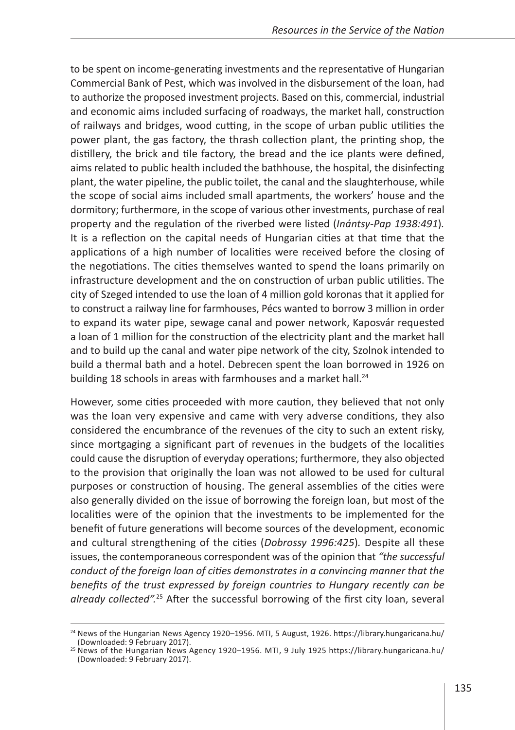to be spent on income-generating investments and the representative of Hungarian Commercial Bank of Pest, which was involved in the disbursement of the loan, had to authorize the proposed investment projects. Based on this, commercial, industrial and economic aims included surfacing of roadways, the market hall, construction of railways and bridges, wood cutting, in the scope of urban public utilities the power plant, the gas factory, the thrash collection plant, the printing shop, the distillery, the brick and tile factory, the bread and the ice plants were defined, aims related to public health included the bathhouse, the hospital, the disinfecting plant, the water pipeline, the public toilet, the canal and the slaughterhouse, while the scope of social aims included small apartments, the workers' house and the dormitory; furthermore, in the scope of various other investments, purchase of real property and the regulation of the riverbed were listed (*Inántsy-Pap 1938:491*). It is a reflection on the capital needs of Hungarian cities at that time that the applications of a high number of localities were received before the closing of the negotiations. The cities themselves wanted to spend the loans primarily on infrastructure development and the on construction of urban public utilities. The city of Szeged intended to use the loan of 4 million gold koronas that it applied for to construct a railway line for farmhouses, Pécs wanted to borrow 3 million in order to expand its water pipe, sewage canal and power network, Kaposvár requested a loan of 1 million for the construction of the electricity plant and the market hall and to build up the canal and water pipe network of the city, Szolnok intended to build a thermal bath and a hotel. Debrecen spent the loan borrowed in 1926 on building 18 schools in areas with farmhouses and a market hall.[24]

However, some cities proceeded with more caution, they believed that not only was the loan very expensive and came with very adverse conditions, they also considered the encumbrance of the revenues of the city to such an extent risky, since mortgaging a significant part of revenues in the budgets of the localities could cause the disruption of everyday operations; furthermore, they also objected to the provision that originally the loan was not allowed to be used for cultural purposes or construction of housing. The general assemblies of the cities were also generally divided on the issue of borrowing the foreign loan, but most of the localities were of the opinion that the investments to be implemented for the benefit of future generations will become sources of the development, economic and cultural strengthening of the cities (*Dobrossy 1996:425*). Despite all these issues, the contemporaneous correspondent was of the opinion that *"the successful conduct of the foreign loan of cities demonstrates in a convincing manner that the benefits of the trust expressed by foreign countries to Hungary recently can be already collected".*[25] After the successful borrowing of the first city loan, several

---

[24] News of the Hungarian News Agency 1920–1956. MTI, 5 August, 1926. https://library.hungaricana.hu/ (Downloaded: 9 February 2017).

[25] News of the Hungarian News Agency 1920–1956. MTI, 9 July 1925 https://library.hungaricana.hu/ (Downloaded: 9 February 2017).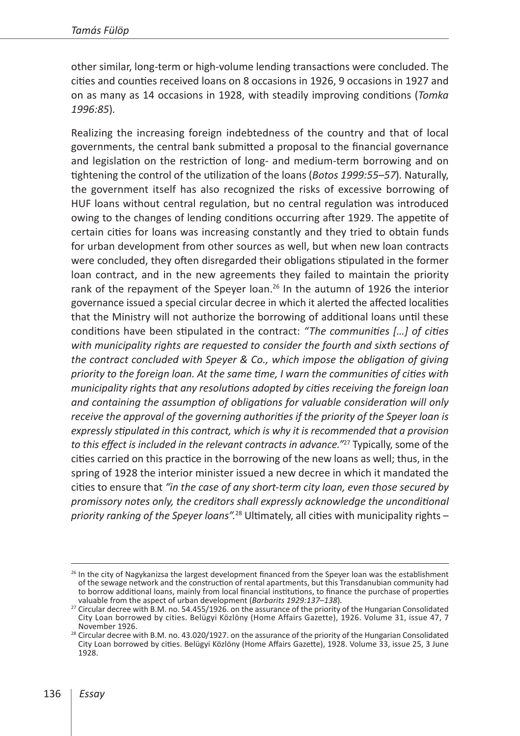other similar, long-term or high-volume lending transactions were concluded. The cities and counties received loans on 8 occasions in 1926, 9 occasions in 1927 and on as many as 14 occasions in 1928, with steadily improving conditions (*Tomka 1996:85*).

Realizing the increasing foreign indebtedness of the country and that of local governments, the central bank submitted a proposal to the financial governance and legislation on the restriction of long- and medium-term borrowing and on tightening the control of the utilization of the loans (*Botos 1999:55–57*). Naturally, the government itself has also recognized the risks of excessive borrowing of HUF loans without central regulation, but no central regulation was introduced owing to the changes of lending conditions occurring after 1929. The appetite of certain cities for loans was increasing constantly and they tried to obtain funds for urban development from other sources as well, but when new loan contracts were concluded, they often disregarded their obligations stipulated in the former loan contract, and in the new agreements they failed to maintain the priority rank of the repayment of the Speyer loan.[26] In the autumn of 1926 the interior governance issued a special circular decree in which it alerted the affected localities that the Ministry will not authorize the borrowing of additional loans until these conditions have been stipulated in the contract: *"The communities […] of cities with municipality rights are requested to consider the fourth and sixth sections of the contract concluded with Speyer & Co., which impose the obligation of giving priority to the foreign loan. At the same time, I warn the communities of cities with municipality rights that any resolutions adopted by cities receiving the foreign loan and containing the assumption of obligations for valuable consideration will only receive the approval of the governing authorities if the priority of the Speyer loan is expressly stipulated in this contract, which is why it is recommended that a provision to this effect is included in the relevant contracts in advance."*[27] Typically, some of the cities carried on this practice in the borrowing of the new loans as well; thus, in the spring of 1928 the interior minister issued a new decree in which it mandated the cities to ensure that *"in the case of any short-term city loan, even those secured by promissory notes only, the creditors shall expressly acknowledge the unconditional priority ranking of the Speyer loans".*[28] Ultimately, all cities with municipality rights –

[26] In the city of Nagykanizsa the largest development financed from the Speyer loan was the establishment of the sewage network and the construction of rental apartments, but this Transdanubian community had to borrow additional loans, mainly from local financial institutions, to finance the purchase of properties valuable from the aspect of urban development (*Barbarits 1929:137–138*).

[27] Circular decree with B.M. no. 54.455/1926. on the assurance of the priority of the Hungarian Consolidated City Loan borrowed by cities. Belügyi Közlöny (Home Affairs Gazette), 1926. Volume 31, issue 47, 7 November 1926.

[28] Circular decree with B.M. no. 43.020/1927. on the assurance of the priority of the Hungarian Consolidated City Loan borrowed by cities. Belügyi Közlöny (Home Affairs Gazette), 1928. Volume 33, issue 25, 3 June 1928.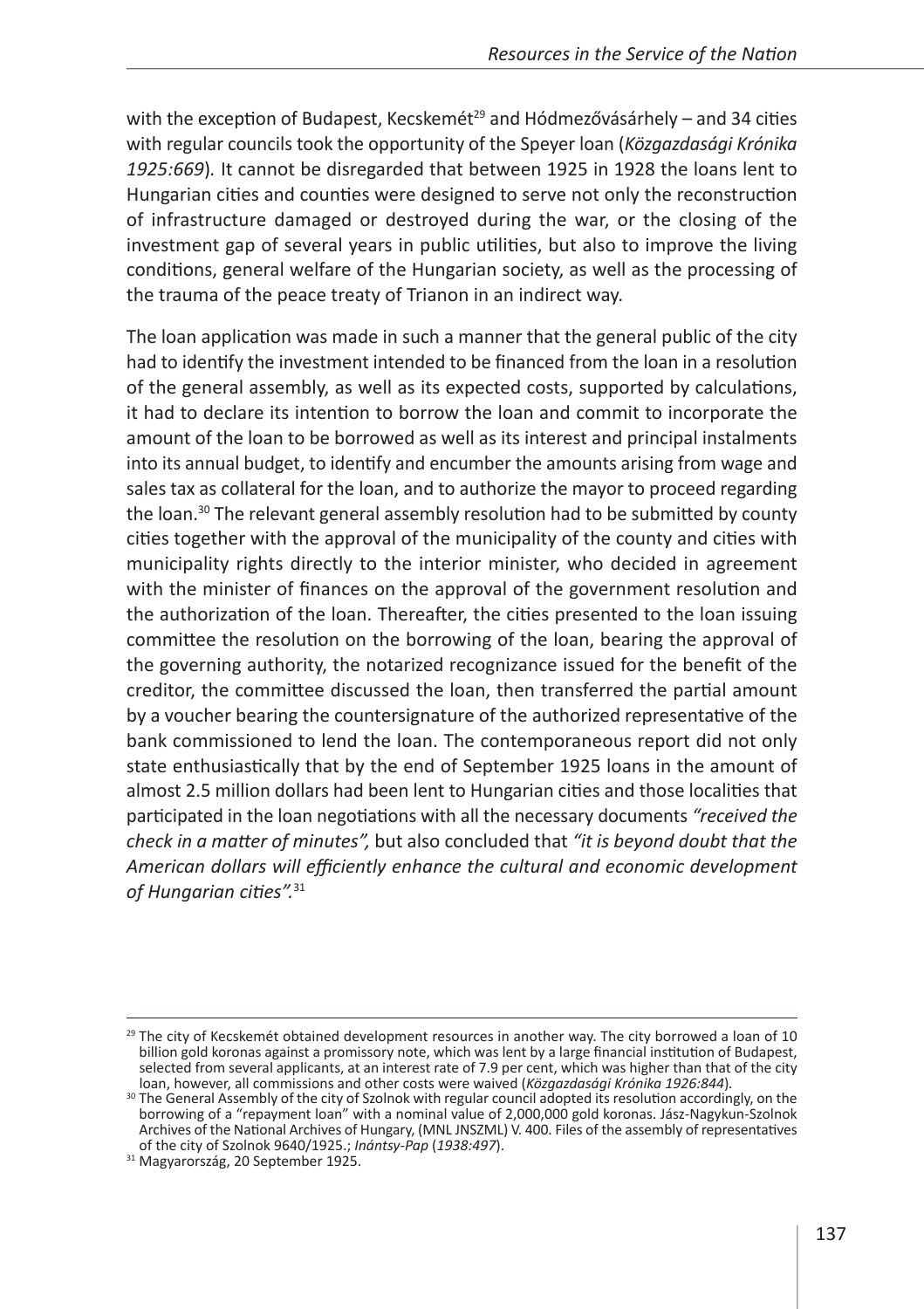with the exception of Budapest, Kecskemét[29] and Hódmezővásárhely – and 34 cities with regular councils took the opportunity of the Speyer loan (*Közgazdasági Krónika 1925:669*). It cannot be disregarded that between 1925 in 1928 the loans lent to Hungarian cities and counties were designed to serve not only the reconstruction of infrastructure damaged or destroyed during the war, or the closing of the investment gap of several years in public utilities, but also to improve the living conditions, general welfare of the Hungarian society, as well as the processing of the trauma of the peace treaty of Trianon in an indirect way.

The loan application was made in such a manner that the general public of the city had to identify the investment intended to be financed from the loan in a resolution of the general assembly, as well as its expected costs, supported by calculations, it had to declare its intention to borrow the loan and commit to incorporate the amount of the loan to be borrowed as well as its interest and principal instalments into its annual budget, to identify and encumber the amounts arising from wage and sales tax as collateral for the loan, and to authorize the mayor to proceed regarding the loan.[30] The relevant general assembly resolution had to be submitted by county cities together with the approval of the municipality of the county and cities with municipality rights directly to the interior minister, who decided in agreement with the minister of finances on the approval of the government resolution and the authorization of the loan. Thereafter, the cities presented to the loan issuing committee the resolution on the borrowing of the loan, bearing the approval of the governing authority, the notarized recognizance issued for the benefit of the creditor, the committee discussed the loan, then transferred the partial amount by a voucher bearing the countersignature of the authorized representative of the bank commissioned to lend the loan. The contemporaneous report did not only state enthusiastically that by the end of September 1925 loans in the amount of almost 2.5 million dollars had been lent to Hungarian cities and those localities that participated in the loan negotiations with all the necessary documents *"received the check in a matter of minutes",* but also concluded that *"it is beyond doubt that the American dollars will efficiently enhance the cultural and economic development of Hungarian cities".*[31]

---

[29] The city of Kecskemét obtained development resources in another way. The city borrowed a loan of 10 billion gold koronas against a promissory note, which was lent by a large financial institution of Budapest, selected from several applicants, at an interest rate of 7.9 per cent, which was higher than that of the city loan, however, all commissions and other costs were waived (*Közgazdasági Krónika 1926:844*).

[30] The General Assembly of the city of Szolnok with regular council adopted its resolution accordingly, on the borrowing of a "repayment loan" with a nominal value of 2,000,000 gold koronas. Jász-Nagykun-Szolnok Archives of the National Archives of Hungary, (MNL JNSZML) V. 400. Files of the assembly of representatives of the city of Szolnok 9640/1925.; *Inántsy-Pap* (*1938:497*).

[31] Magyarország, 20 September 1925.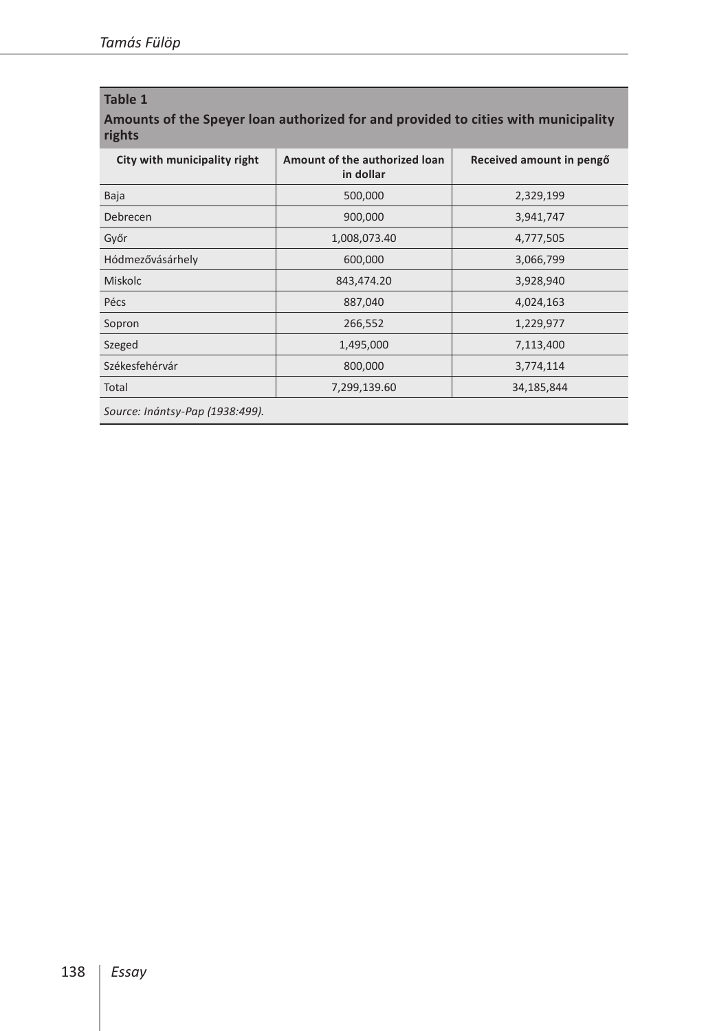**Table 1**

**Amounts of the Speyer loan authorized for and provided to cities with municipality rights**

| City with municipality right | Amount of the authorized loan in dollar | Received amount in pengő |
|---|---|---|
| Baja | 500,000 | 2,329,199 |
| Debrecen | 900,000 | 3,941,747 |
| Győr | 1,008,073.40 | 4,777,505 |
| Hódmezővásárhely | 600,000 | 3,066,799 |
| Miskolc | 843,474.20 | 3,928,940 |
| Pécs | 887,040 | 4,024,163 |
| Sopron | 266,552 | 1,229,977 |
| Szeged | 1,495,000 | 7,113,400 |
| Székesfehérvár | 800,000 | 3,774,114 |
| Total | 7,299,139.60 | 34,185,844 |

*Source: Inántsy-Pap (1938:499).*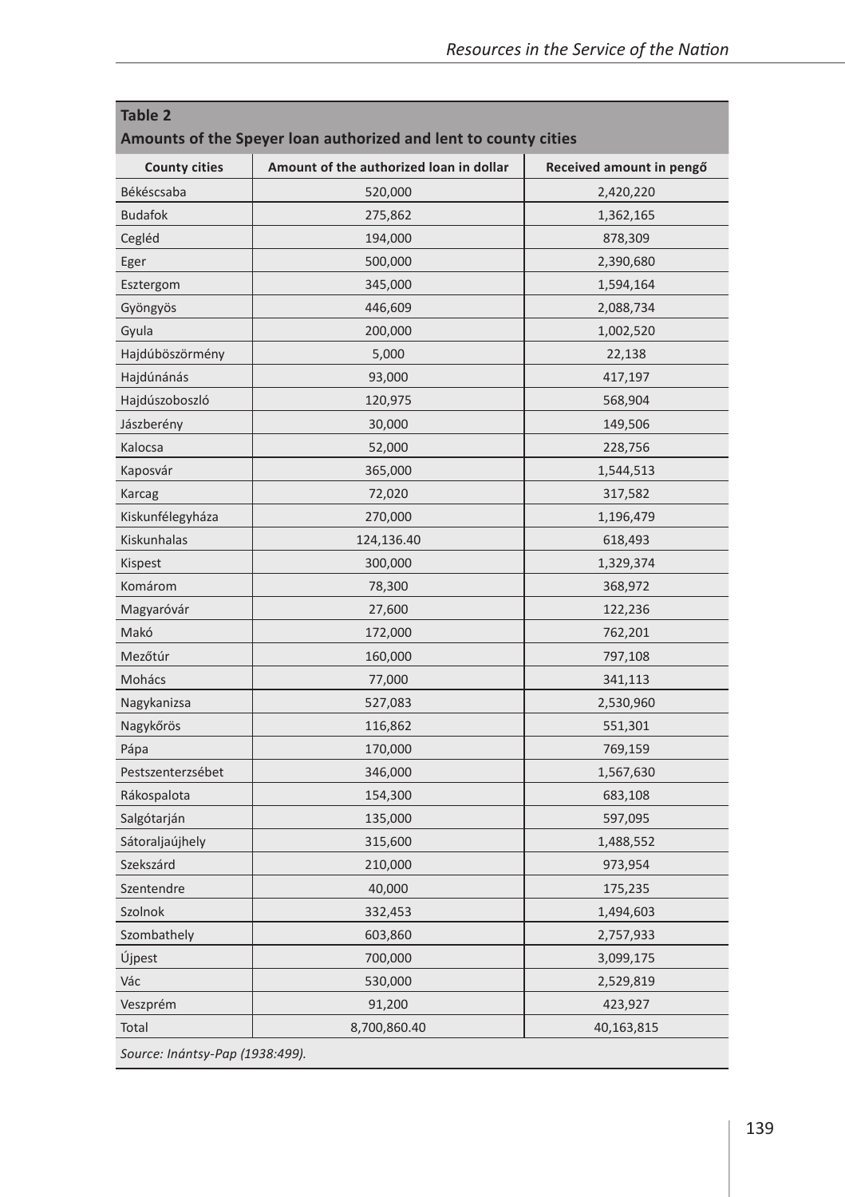**Table 2**
**Amounts of the Speyer loan authorized and lent to county cities**

| County cities | Amount of the authorized loan in dollar | Received amount in pengő |
|---|---|---|
| Békéscsaba | 520,000 | 2,420,220 |
| Budafok | 275,862 | 1,362,165 |
| Cegléd | 194,000 | 878,309 |
| Eger | 500,000 | 2,390,680 |
| Esztergom | 345,000 | 1,594,164 |
| Gyöngyös | 446,609 | 2,088,734 |
| Gyula | 200,000 | 1,002,520 |
| Hajdúböszörmény | 5,000 | 22,138 |
| Hajdúnánás | 93,000 | 417,197 |
| Hajdúszoboszló | 120,975 | 568,904 |
| Jászberény | 30,000 | 149,506 |
| Kalocsa | 52,000 | 228,756 |
| Kaposvár | 365,000 | 1,544,513 |
| Karcag | 72,020 | 317,582 |
| Kiskunfélegyháza | 270,000 | 1,196,479 |
| Kiskunhalas | 124,136.40 | 618,493 |
| Kispest | 300,000 | 1,329,374 |
| Komárom | 78,300 | 368,972 |
| Magyaróvár | 27,600 | 122,236 |
| Makó | 172,000 | 762,201 |
| Mezőtúr | 160,000 | 797,108 |
| Mohács | 77,000 | 341,113 |
| Nagykanizsa | 527,083 | 2,530,960 |
| Nagykőrös | 116,862 | 551,301 |
| Pápa | 170,000 | 769,159 |
| Pestszenterzsébet | 346,000 | 1,567,630 |
| Rákospalota | 154,300 | 683,108 |
| Salgótarján | 135,000 | 597,095 |
| Sátoraljaújhely | 315,600 | 1,488,552 |
| Szekszárd | 210,000 | 973,954 |
| Szentendre | 40,000 | 175,235 |
| Szolnok | 332,453 | 1,494,603 |
| Szombathely | 603,860 | 2,757,933 |
| Újpest | 700,000 | 3,099,175 |
| Vác | 530,000 | 2,529,819 |
| Veszprém | 91,200 | 423,927 |
| Total | 8,700,860.40 | 40,163,815 |

*Source: Inántsy-Pap (1938:499).*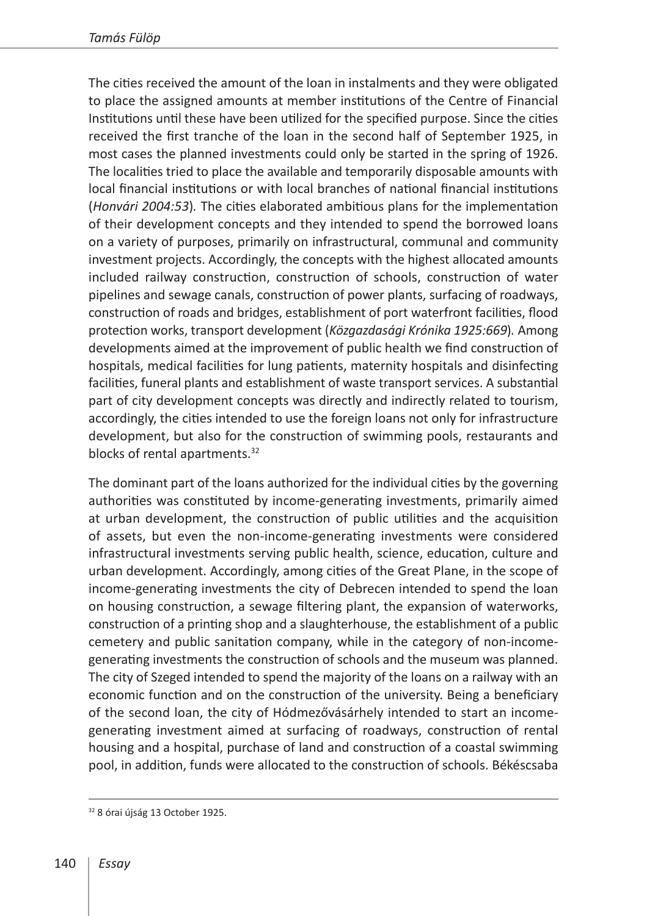The cities received the amount of the loan in instalments and they were obligated to place the assigned amounts at member institutions of the Centre of Financial Institutions until these have been utilized for the specified purpose. Since the cities received the first tranche of the loan in the second half of September 1925, in most cases the planned investments could only be started in the spring of 1926. The localities tried to place the available and temporarily disposable amounts with local financial institutions or with local branches of national financial institutions (*Honvári 2004:53*). The cities elaborated ambitious plans for the implementation of their development concepts and they intended to spend the borrowed loans on a variety of purposes, primarily on infrastructural, communal and community investment projects. Accordingly, the concepts with the highest allocated amounts included railway construction, construction of schools, construction of water pipelines and sewage canals, construction of power plants, surfacing of roadways, construction of roads and bridges, establishment of port waterfront facilities, flood protection works, transport development (*Közgazdasági Krónika 1925:669*). Among developments aimed at the improvement of public health we find construction of hospitals, medical facilities for lung patients, maternity hospitals and disinfecting facilities, funeral plants and establishment of waste transport services. A substantial part of city development concepts was directly and indirectly related to tourism, accordingly, the cities intended to use the foreign loans not only for infrastructure development, but also for the construction of swimming pools, restaurants and blocks of rental apartments.[32]

The dominant part of the loans authorized for the individual cities by the governing authorities was constituted by income-generating investments, primarily aimed at urban development, the construction of public utilities and the acquisition of assets, but even the non-income-generating investments were considered infrastructural investments serving public health, science, education, culture and urban development. Accordingly, among cities of the Great Plane, in the scope of income-generating investments the city of Debrecen intended to spend the loan on housing construction, a sewage filtering plant, the expansion of waterworks, construction of a printing shop and a slaughterhouse, the establishment of a public cemetery and public sanitation company, while in the category of non-income-generating investments the construction of schools and the museum was planned. The city of Szeged intended to spend the majority of the loans on a railway with an economic function and on the construction of the university. Being a beneficiary of the second loan, the city of Hódmezővásárhely intended to start an income-generating investment aimed at surfacing of roadways, construction of rental housing and a hospital, purchase of land and construction of a coastal swimming pool, in addition, funds were allocated to the construction of schools. Békéscsaba

[32] 8 órai újság 13 October 1925.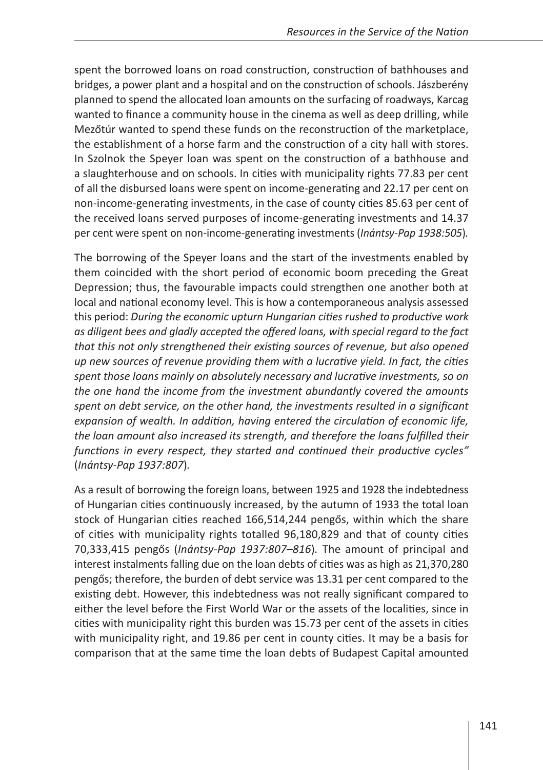spent the borrowed loans on road construction, construction of bathhouses and bridges, a power plant and a hospital and on the construction of schools. Jászberény planned to spend the allocated loan amounts on the surfacing of roadways, Karcag wanted to finance a community house in the cinema as well as deep drilling, while Mezőtúr wanted to spend these funds on the reconstruction of the marketplace, the establishment of a horse farm and the construction of a city hall with stores. In Szolnok the Speyer loan was spent on the construction of a bathhouse and a slaughterhouse and on schools. In cities with municipality rights 77.83 per cent of all the disbursed loans were spent on income-generating and 22.17 per cent on non-income-generating investments, in the case of county cities 85.63 per cent of the received loans served purposes of income-generating investments and 14.37 per cent were spent on non-income-generating investments (*Ináncsy-Pap 1938:505*).

The borrowing of the Speyer loans and the start of the investments enabled by them coincided with the short period of economic boom preceding the Great Depression; thus, the favourable impacts could strengthen one another both at local and national economy level. This is how a contemporaneous analysis assessed this period: *During the economic upturn Hungarian cities rushed to productive work as diligent bees and gladly accepted the offered loans, with special regard to the fact that this not only strengthened their existing sources of revenue, but also opened up new sources of revenue providing them with a lucrative yield. In fact, the cities spent those loans mainly on absolutely necessary and lucrative investments, so on the one hand the income from the investment abundantly covered the amounts spent on debt service, on the other hand, the investments resulted in a significant expansion of wealth. In addition, having entered the circulation of economic life, the loan amount also increased its strength, and therefore the loans fulfilled their functions in every respect, they started and continued their productive cycles"* (*Ináncsy-Pap 1937:807*).

As a result of borrowing the foreign loans, between 1925 and 1928 the indebtedness of Hungarian cities continuously increased, by the autumn of 1933 the total loan stock of Hungarian cities reached 166,514,244 pengős, within which the share of cities with municipality rights totalled 96,180,829 and that of county cities 70,333,415 pengős (*Ináncsy-Pap 1937:807–816*). The amount of principal and interest instalments falling due on the loan debts of cities was as high as 21,370,280 pengős; therefore, the burden of debt service was 13.31 per cent compared to the existing debt. However, this indebtedness was not really significant compared to either the level before the First World War or the assets of the localities, since in cities with municipality right this burden was 15.73 per cent of the assets in cities with municipality right, and 19.86 per cent in county cities. It may be a basis for comparison that at the same time the loan debts of Budapest Capital amounted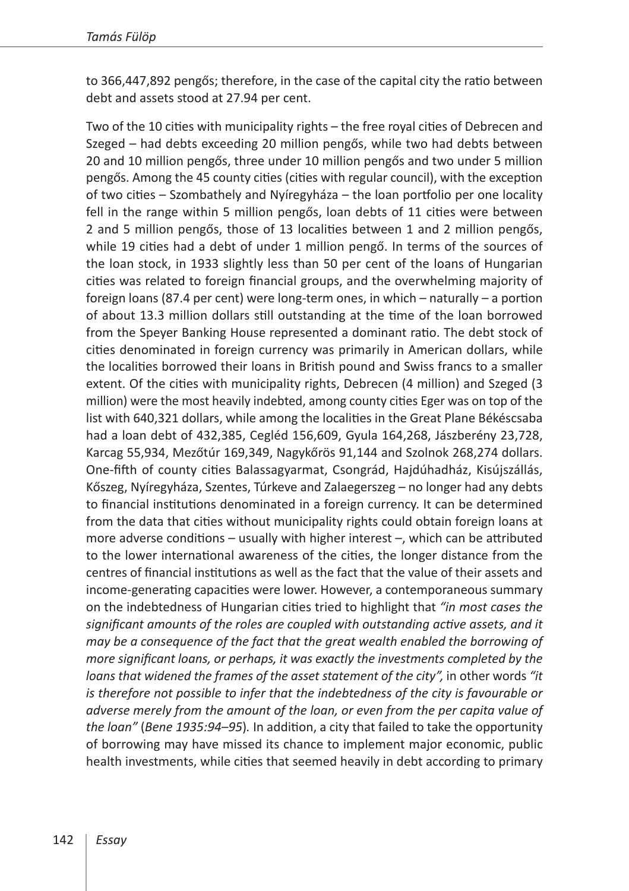to 366,447,892 pengős; therefore, in the case of the capital city the ratio between debt and assets stood at 27.94 per cent.

Two of the 10 cities with municipality rights – the free royal cities of Debrecen and Szeged – had debts exceeding 20 million pengős, while two had debts between 20 and 10 million pengős, three under 10 million pengős and two under 5 million pengős. Among the 45 county cities (cities with regular council), with the exception of two cities – Szombathely and Nyíregyháza – the loan portfolio per one locality fell in the range within 5 million pengős, loan debts of 11 cities were between 2 and 5 million pengős, those of 13 localities between 1 and 2 million pengős, while 19 cities had a debt of under 1 million pengő. In terms of the sources of the loan stock, in 1933 slightly less than 50 per cent of the loans of Hungarian cities was related to foreign financial groups, and the overwhelming majority of foreign loans (87.4 per cent) were long-term ones, in which – naturally – a portion of about 13.3 million dollars still outstanding at the time of the loan borrowed from the Speyer Banking House represented a dominant ratio. The debt stock of cities denominated in foreign currency was primarily in American dollars, while the localities borrowed their loans in British pound and Swiss francs to a smaller extent. Of the cities with municipality rights, Debrecen (4 million) and Szeged (3 million) were the most heavily indebted, among county cities Eger was on top of the list with 640,321 dollars, while among the localities in the Great Plane Békéscsaba had a loan debt of 432,385, Cegléd 156,609, Gyula 164,268, Jászberény 23,728, Karcag 55,934, Mezőtúr 169,349, Nagykőrös 91,144 and Szolnok 268,274 dollars. One-fifth of county cities Balassagyarmat, Csongrád, Hajdúhadház, Kisújszállás, Kőszeg, Nyíregyháza, Szentes, Túrkeve and Zalaegerszeg – no longer had any debts to financial institutions denominated in a foreign currency. It can be determined from the data that cities without municipality rights could obtain foreign loans at more adverse conditions – usually with higher interest –, which can be attributed to the lower international awareness of the cities, the longer distance from the centres of financial institutions as well as the fact that the value of their assets and income-generating capacities were lower. However, a contemporaneous summary on the indebtedness of Hungarian cities tried to highlight that *"in most cases the significant amounts of the roles are coupled with outstanding active assets, and it may be a consequence of the fact that the great wealth enabled the borrowing of more significant loans, or perhaps, it was exactly the investments completed by the loans that widened the frames of the asset statement of the city",* in other words *"it is therefore not possible to infer that the indebtedness of the city is favourable or adverse merely from the amount of the loan, or even from the per capita value of the loan"* (*Bene 1935:94–95*)*.* In addition, a city that failed to take the opportunity of borrowing may have missed its chance to implement major economic, public health investments, while cities that seemed heavily in debt according to primary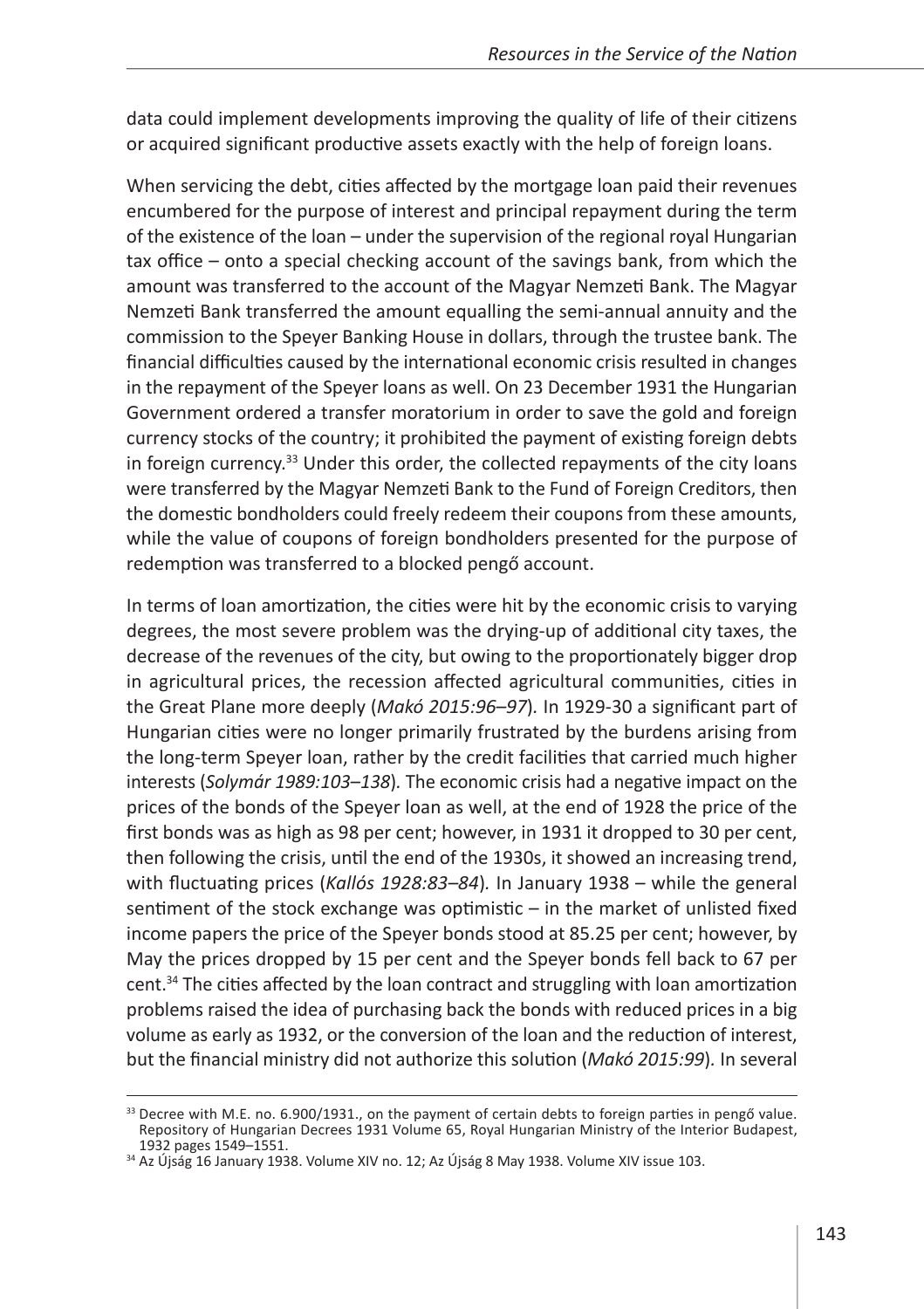data could implement developments improving the quality of life of their citizens or acquired significant productive assets exactly with the help of foreign loans.

When servicing the debt, cities affected by the mortgage loan paid their revenues encumbered for the purpose of interest and principal repayment during the term of the existence of the loan – under the supervision of the regional royal Hungarian tax office – onto a special checking account of the savings bank, from which the amount was transferred to the account of the Magyar Nemzeti Bank. The Magyar Nemzeti Bank transferred the amount equalling the semi-annual annuity and the commission to the Speyer Banking House in dollars, through the trustee bank. The financial difficulties caused by the international economic crisis resulted in changes in the repayment of the Speyer loans as well. On 23 December 1931 the Hungarian Government ordered a transfer moratorium in order to save the gold and foreign currency stocks of the country; it prohibited the payment of existing foreign debts in foreign currency.[33] Under this order, the collected repayments of the city loans were transferred by the Magyar Nemzeti Bank to the Fund of Foreign Creditors, then the domestic bondholders could freely redeem their coupons from these amounts, while the value of coupons of foreign bondholders presented for the purpose of redemption was transferred to a blocked pengő account.

In terms of loan amortization, the cities were hit by the economic crisis to varying degrees, the most severe problem was the drying-up of additional city taxes, the decrease of the revenues of the city, but owing to the proportionately bigger drop in agricultural prices, the recession affected agricultural communities, cities in the Great Plane more deeply (*Makó 2015:96–97*). In 1929-30 a significant part of Hungarian cities were no longer primarily frustrated by the burdens arising from the long-term Speyer loan, rather by the credit facilities that carried much higher interests (*Solymár 1989:103–138*). The economic crisis had a negative impact on the prices of the bonds of the Speyer loan as well, at the end of 1928 the price of the first bonds was as high as 98 per cent; however, in 1931 it dropped to 30 per cent, then following the crisis, until the end of the 1930s, it showed an increasing trend, with fluctuating prices (*Kallós 1928:83–84*). In January 1938 – while the general sentiment of the stock exchange was optimistic – in the market of unlisted fixed income papers the price of the Speyer bonds stood at 85.25 per cent; however, by May the prices dropped by 15 per cent and the Speyer bonds fell back to 67 per cent.[34] The cities affected by the loan contract and struggling with loan amortization problems raised the idea of purchasing back the bonds with reduced prices in a big volume as early as 1932, or the conversion of the loan and the reduction of interest, but the financial ministry did not authorize this solution (*Makó 2015:99*). In several

---

[33] Decree with M.E. no. 6.900/1931., on the payment of certain debts to foreign parties in pengő value. Repository of Hungarian Decrees 1931 Volume 65, Royal Hungarian Ministry of the Interior Budapest, 1932 pages 1549–1551.

[34] Az Újság 16 January 1938. Volume XIV no. 12; Az Újság 8 May 1938. Volume XIV issue 103.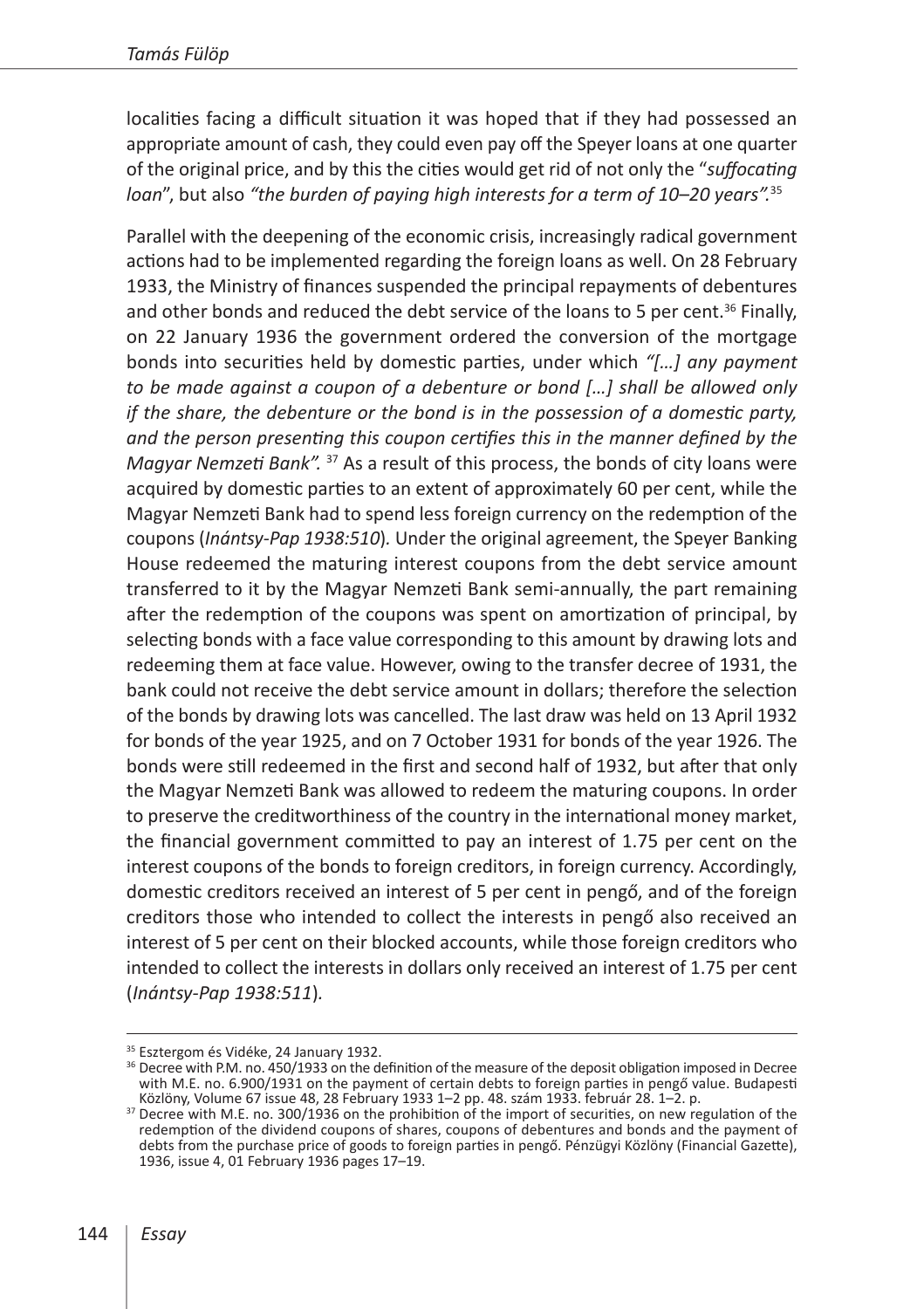localities facing a difficult situation it was hoped that if they had possessed an appropriate amount of cash, they could even pay off the Speyer loans at one quarter of the original price, and by this the cities would get rid of not only the "*suffocating loan*", but also *"the burden of paying high interests for a term of 10–20 years".*[35]

Parallel with the deepening of the economic crisis, increasingly radical government actions had to be implemented regarding the foreign loans as well. On 28 February 1933, the Ministry of finances suspended the principal repayments of debentures and other bonds and reduced the debt service of the loans to 5 per cent.[36] Finally, on 22 January 1936 the government ordered the conversion of the mortgage bonds into securities held by domestic parties, under which *"[…] any payment to be made against a coupon of a debenture or bond […] shall be allowed only if the share, the debenture or the bond is in the possession of a domestic party, and the person presenting this coupon certifies this in the manner defined by the Magyar Nemzeti Bank".* [37] As a result of this process, the bonds of city loans were acquired by domestic parties to an extent of approximately 60 per cent, while the Magyar Nemzeti Bank had to spend less foreign currency on the redemption of the coupons (*Inántsy-Pap 1938:510*). Under the original agreement, the Speyer Banking House redeemed the maturing interest coupons from the debt service amount transferred to it by the Magyar Nemzeti Bank semi-annually, the part remaining after the redemption of the coupons was spent on amortization of principal, by selecting bonds with a face value corresponding to this amount by drawing lots and redeeming them at face value. However, owing to the transfer decree of 1931, the bank could not receive the debt service amount in dollars; therefore the selection of the bonds by drawing lots was cancelled. The last draw was held on 13 April 1932 for bonds of the year 1925, and on 7 October 1931 for bonds of the year 1926. The bonds were still redeemed in the first and second half of 1932, but after that only the Magyar Nemzeti Bank was allowed to redeem the maturing coupons. In order to preserve the creditworthiness of the country in the international money market, the financial government committed to pay an interest of 1.75 per cent on the interest coupons of the bonds to foreign creditors, in foreign currency. Accordingly, domestic creditors received an interest of 5 per cent in pengő, and of the foreign creditors those who intended to collect the interests in pengő also received an interest of 5 per cent on their blocked accounts, while those foreign creditors who intended to collect the interests in dollars only received an interest of 1.75 per cent (*Inántsy-Pap 1938:511*).

---

[35] Esztergom és Vidéke, 24 January 1932.

[36] Decree with P.M. no. 450/1933 on the definition of the measure of the deposit obligation imposed in Decree with M.E. no. 6.900/1931 on the payment of certain debts to foreign parties in pengő value. Budapesti Közlöny, Volume 67 issue 48, 28 February 1933 1–2 pp. 48. szám 1933. február 28. 1–2. p.

[37] Decree with M.E. no. 300/1936 on the prohibition of the import of securities, on new regulation of the redemption of the dividend coupons of shares, coupons of debentures and bonds and the payment of debts from the purchase price of goods to foreign parties in pengő. Pénzügyi Közlöny (Financial Gazette), 1936, issue 4, 01 February 1936 pages 17–19.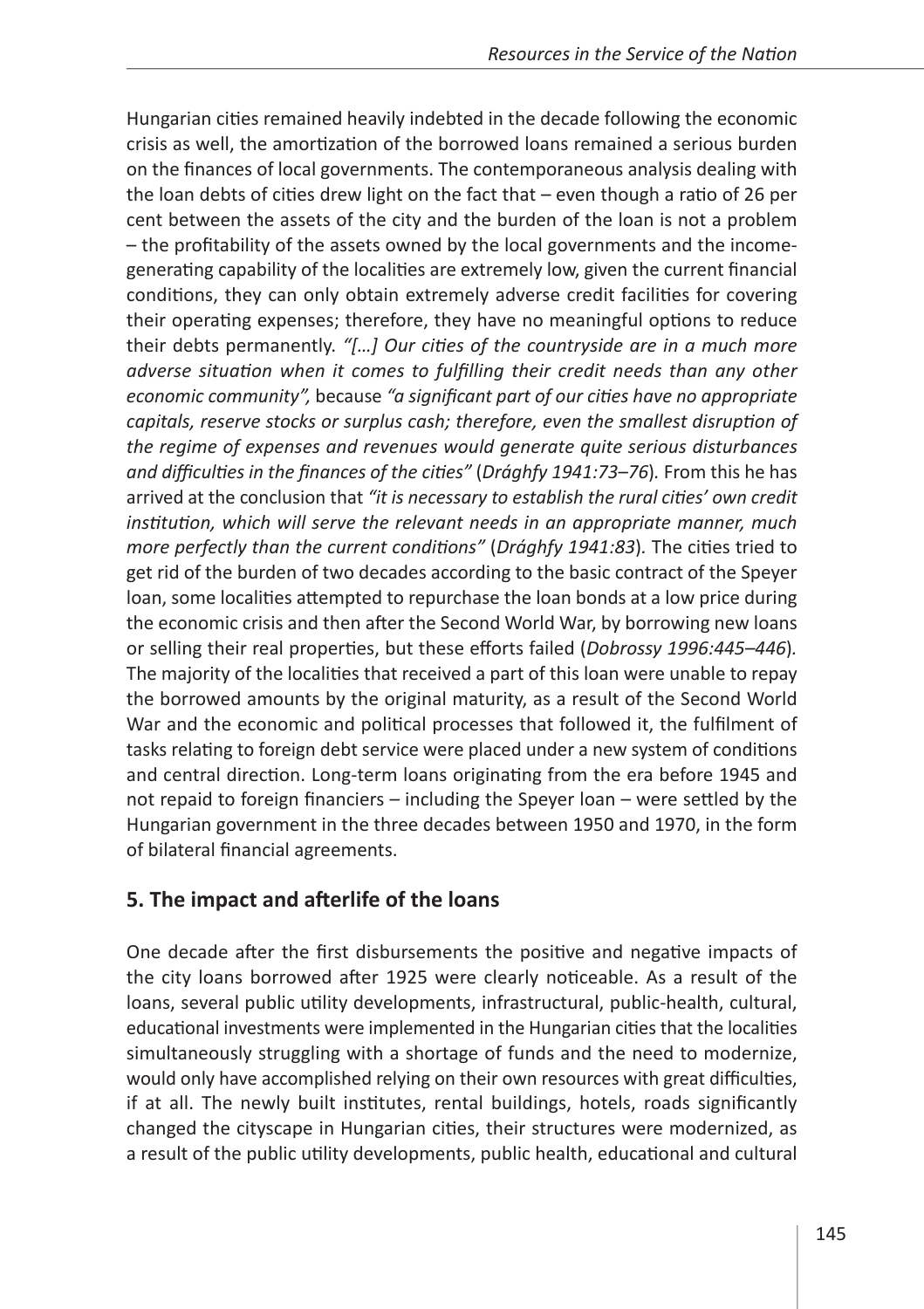Hungarian cities remained heavily indebted in the decade following the economic crisis as well, the amortization of the borrowed loans remained a serious burden on the finances of local governments. The contemporaneous analysis dealing with the loan debts of cities drew light on the fact that – even though a ratio of 26 per cent between the assets of the city and the burden of the loan is not a problem – the profitability of the assets owned by the local governments and the income-generating capability of the localities are extremely low, given the current financial conditions, they can only obtain extremely adverse credit facilities for covering their operating expenses; therefore, they have no meaningful options to reduce their debts permanently. *"[…] Our cities of the countryside are in a much more adverse situation when it comes to fulfilling their credit needs than any other economic community",* because *"a significant part of our cities have no appropriate capitals, reserve stocks or surplus cash; therefore, even the smallest disruption of the regime of expenses and revenues would generate quite serious disturbances and difficulties in the finances of the cities"* (*Drághfy 1941:73–76*). From this he has arrived at the conclusion that *"it is necessary to establish the rural cities' own credit institution, which will serve the relevant needs in an appropriate manner, much more perfectly than the current conditions"* (*Drághfy 1941:83*). The cities tried to get rid of the burden of two decades according to the basic contract of the Speyer loan, some localities attempted to repurchase the loan bonds at a low price during the economic crisis and then after the Second World War, by borrowing new loans or selling their real properties, but these efforts failed (*Dobrossy 1996:445–446*). The majority of the localities that received a part of this loan were unable to repay the borrowed amounts by the original maturity, as a result of the Second World War and the economic and political processes that followed it, the fulfilment of tasks relating to foreign debt service were placed under a new system of conditions and central direction. Long-term loans originating from the era before 1945 and not repaid to foreign financiers – including the Speyer loan – were settled by the Hungarian government in the three decades between 1950 and 1970, in the form of bilateral financial agreements.

## 5. The impact and afterlife of the loans

One decade after the first disbursements the positive and negative impacts of the city loans borrowed after 1925 were clearly noticeable. As a result of the loans, several public utility developments, infrastructural, public-health, cultural, educational investments were implemented in the Hungarian cities that the localities simultaneously struggling with a shortage of funds and the need to modernize, would only have accomplished relying on their own resources with great difficulties, if at all. The newly built institutes, rental buildings, hotels, roads significantly changed the cityscape in Hungarian cities, their structures were modernized, as a result of the public utility developments, public health, educational and cultural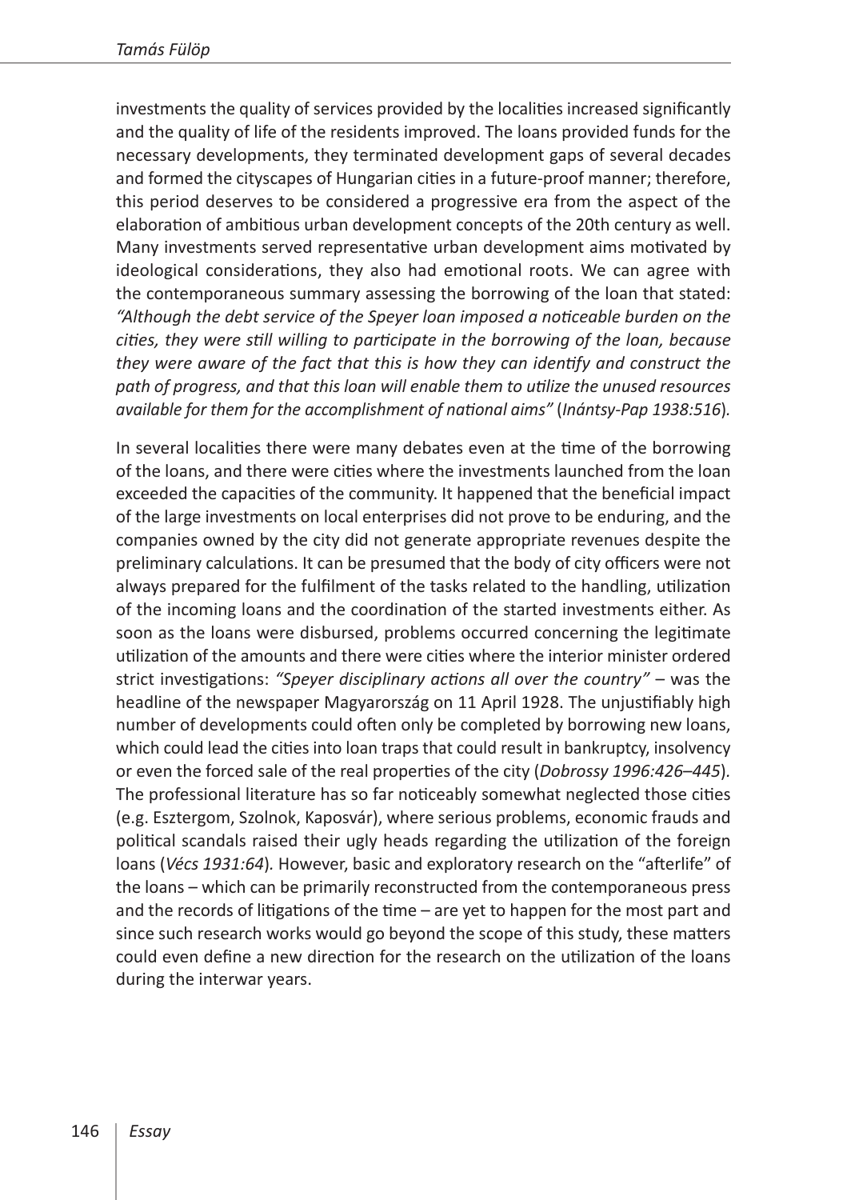investments the quality of services provided by the localities increased significantly and the quality of life of the residents improved. The loans provided funds for the necessary developments, they terminated development gaps of several decades and formed the cityscapes of Hungarian cities in a future-proof manner; therefore, this period deserves to be considered a progressive era from the aspect of the elaboration of ambitious urban development concepts of the 20th century as well. Many investments served representative urban development aims motivated by ideological considerations, they also had emotional roots. We can agree with the contemporaneous summary assessing the borrowing of the loan that stated: *"Although the debt service of the Speyer loan imposed a noticeable burden on the cities, they were still willing to participate in the borrowing of the loan, because they were aware of the fact that this is how they can identify and construct the path of progress, and that this loan will enable them to utilize the unused resources available for them for the accomplishment of national aims"* (*Inántsy-Pap 1938:516*).

In several localities there were many debates even at the time of the borrowing of the loans, and there were cities where the investments launched from the loan exceeded the capacities of the community. It happened that the beneficial impact of the large investments on local enterprises did not prove to be enduring, and the companies owned by the city did not generate appropriate revenues despite the preliminary calculations. It can be presumed that the body of city officers were not always prepared for the fulfilment of the tasks related to the handling, utilization of the incoming loans and the coordination of the started investments either. As soon as the loans were disbursed, problems occurred concerning the legitimate utilization of the amounts and there were cities where the interior minister ordered strict investigations: *"Speyer disciplinary actions all over the country"* – was the headline of the newspaper Magyarország on 11 April 1928. The unjustifiably high number of developments could often only be completed by borrowing new loans, which could lead the cities into loan traps that could result in bankruptcy, insolvency or even the forced sale of the real properties of the city (*Dobrossy 1996:426–445*). The professional literature has so far noticeably somewhat neglected those cities (e.g. Esztergom, Szolnok, Kaposvár), where serious problems, economic frauds and political scandals raised their ugly heads regarding the utilization of the foreign loans (*Vécs 1931:64*). However, basic and exploratory research on the "afterlife" of the loans – which can be primarily reconstructed from the contemporaneous press and the records of litigations of the time – are yet to happen for the most part and since such research works would go beyond the scope of this study, these matters could even define a new direction for the research on the utilization of the loans during the interwar years.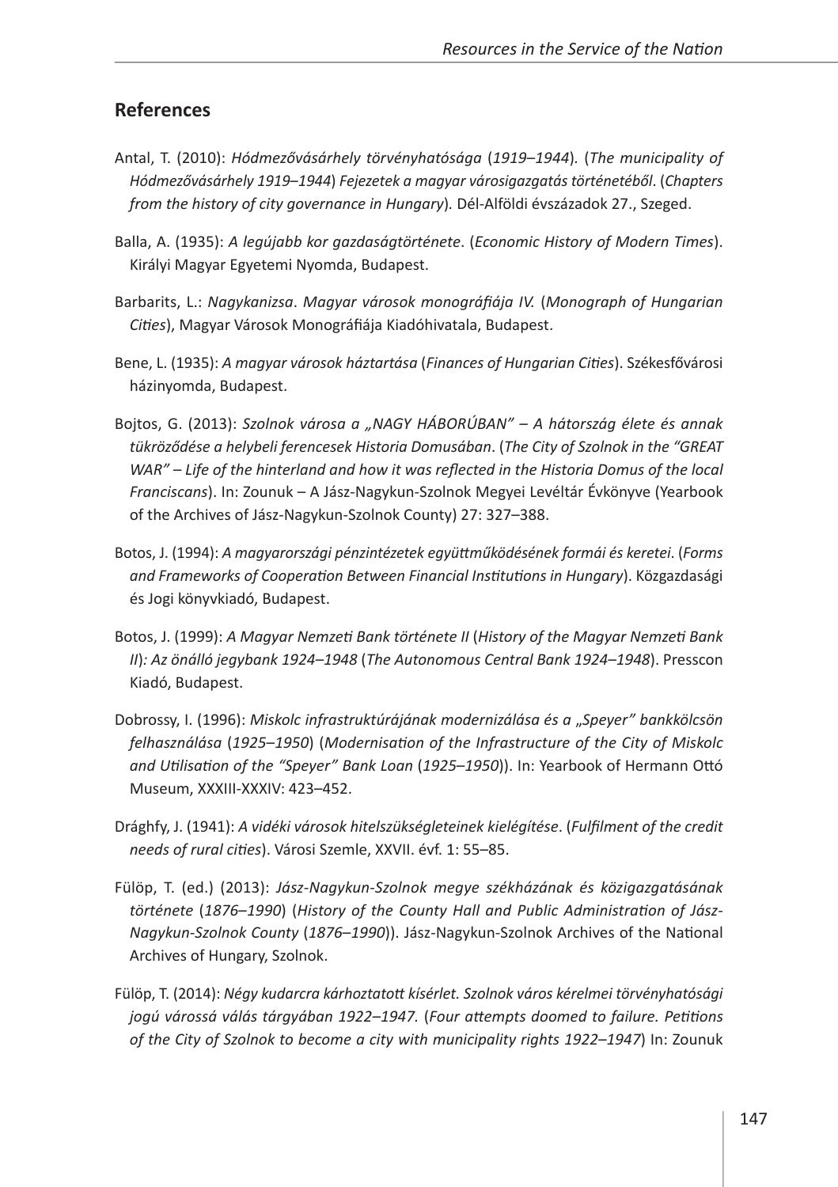## References

Antal, T. (2010): *Hódmezővásárhely törvényhatósága* (*1919–1944*). (*The municipality of Hódmezővásárhely 1919–1944*) *Fejezetek a magyar városigazgatás történetéből*. (*Chapters from the history of city governance in Hungary*). Dél-Alföldi évszázadok 27., Szeged.

Balla, A. (1935): *A legújabb kor gazdaságtörténete*. (*Economic History of Modern Times*). Királyi Magyar Egyetemi Nyomda, Budapest.

Barbarits, L.: *Nagykanizsa*. *Magyar városok monográfiája IV.* (*Monograph of Hungarian Cities*), Magyar Városok Monográfiája Kiadóhivatala, Budapest.

Bene, L. (1935): *A magyar városok háztartása* (*Finances of Hungarian Cities*). Székesfővárosi házinyomda, Budapest.

Bojtos, G. (2013): *Szolnok városa a „NAGY HÁBORÚBAN" – A hátország élete és annak tükröződése a helybeli ferencesek Historia Domusában*. (*The City of Szolnok in the "GREAT WAR" – Life of the hinterland and how it was reflected in the Historia Domus of the local Franciscans*). In: Zounuk – A Jász-Nagykun-Szolnok Megyei Levéltár Évkönyve (Yearbook of the Archives of Jász-Nagykun-Szolnok County) 27: 327–388.

Botos, J. (1994): *A magyarországi pénzintézetek együttműködésének formái és keretei*. (*Forms and Frameworks of Cooperation Between Financial Institutions in Hungary*). Közgazdasági és Jogi könyvkiadó, Budapest.

Botos, J. (1999): *A Magyar Nemzeti Bank története II* (*History of the Magyar Nemzeti Bank II*)*: Az önálló jegybank 1924–1948* (*The Autonomous Central Bank 1924–1948*). Presscon Kiadó, Budapest.

Dobrossy, I. (1996): *Miskolc infrastruktúrájának modernizálása és a „Speyer" bankkölcsön felhasználása* (*1925–1950*) (*Modernisation of the Infrastructure of the City of Miskolc and Utilisation of the "Speyer" Bank Loan* (*1925–1950*)). In: Yearbook of Hermann Ottó Museum, XXXIII-XXXIV: 423–452.

Drághfy, J. (1941): *A vidéki városok hitelszükségleteinek kielégítése*. (*Fulfilment of the credit needs of rural cities*). Városi Szemle, XXVII. évf. 1: 55–85.

Fülöp, T. (ed.) (2013): *Jász-Nagykun-Szolnok megye székházának és közigazgatásának története* (*1876–1990*) (*History of the County Hall and Public Administration of Jász-Nagykun-Szolnok County* (*1876–1990*)). Jász-Nagykun-Szolnok Archives of the National Archives of Hungary, Szolnok.

Fülöp, T. (2014): *Négy kudarcra kárhoztatott kísérlet. Szolnok város kérelmei törvényhatósági jogú várossá válás tárgyában 1922–1947.* (*Four attempts doomed to failure. Petitions of the City of Szolnok to become a city with municipality rights 1922–1947*) In: Zounuk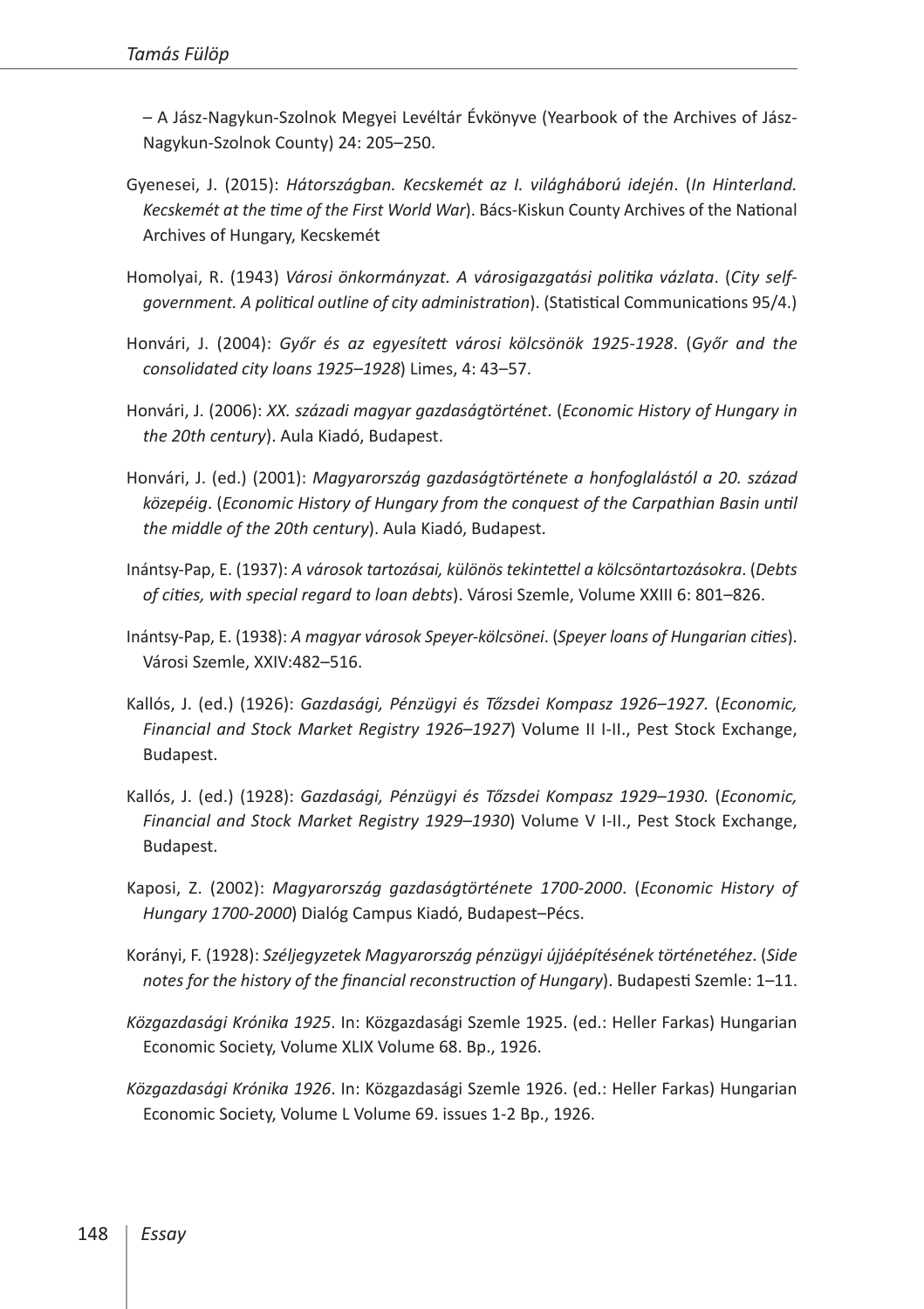– A Jász-Nagykun-Szolnok Megyei Levéltár Évkönyve (Yearbook of the Archives of Jász-Nagykun-Szolnok County) 24: 205–250.

Gyenesei, J. (2015): *Hátországban. Kecskemét az I. világháború idején*. (*In Hinterland. Kecskemét at the time of the First World War*). Bács-Kiskun County Archives of the National Archives of Hungary, Kecskemét

Homolyai, R. (1943) *Városi önkormányzat. A városigazgatási politika vázlata*. (*City self-government. A political outline of city administration*). (Statistical Communications 95/4.)

Honvári, J. (2004): *Győr és az egyesített városi kölcsönök 1925-1928*. (*Győr and the consolidated city loans 1925–1928*) Limes, 4: 43–57.

Honvári, J. (2006): *XX. századi magyar gazdaságtörténet*. (*Economic History of Hungary in the 20th century*). Aula Kiadó, Budapest.

Honvári, J. (ed.) (2001): *Magyarország gazdaságtörténete a honfoglalástól a 20. század közepéig*. (*Economic History of Hungary from the conquest of the Carpathian Basin until the middle of the 20th century*). Aula Kiadó, Budapest.

Inántsy-Pap, E. (1937): *A városok tartozásai, különös tekintettel a kölcsöntartozásokra*. (*Debts of cities, with special regard to loan debts*). Városi Szemle, Volume XXIII 6: 801–826.

Inántsy-Pap, E. (1938): *A magyar városok Speyer-kölcsönei*. (*Speyer loans of Hungarian cities*). Városi Szemle, XXIV:482–516.

Kallós, J. (ed.) (1926): *Gazdasági, Pénzügyi és Tőzsdei Kompasz 1926–1927.* (*Economic, Financial and Stock Market Registry 1926–1927*) Volume II I-II., Pest Stock Exchange, Budapest.

Kallós, J. (ed.) (1928): *Gazdasági, Pénzügyi és Tőzsdei Kompasz 1929–1930.* (*Economic, Financial and Stock Market Registry 1929–1930*) Volume V I-II., Pest Stock Exchange, Budapest.

Kaposi, Z. (2002): *Magyarország gazdaságtörténete 1700-2000*. (*Economic History of Hungary 1700-2000*) Dialóg Campus Kiadó, Budapest–Pécs.

Korányi, F. (1928): *Széljegyzetek Magyarország pénzügyi újjáépítésének történetéhez*. (*Side notes for the history of the financial reconstruction of Hungary*). Budapesti Szemle: 1–11.

*Közgazdasági Krónika 1925*. In: Közgazdasági Szemle 1925. (ed.: Heller Farkas) Hungarian Economic Society, Volume XLIX Volume 68. Bp., 1926.

*Közgazdasági Krónika 1926*. In: Közgazdasági Szemle 1926. (ed.: Heller Farkas) Hungarian Economic Society, Volume L Volume 69. issues 1-2 Bp., 1926.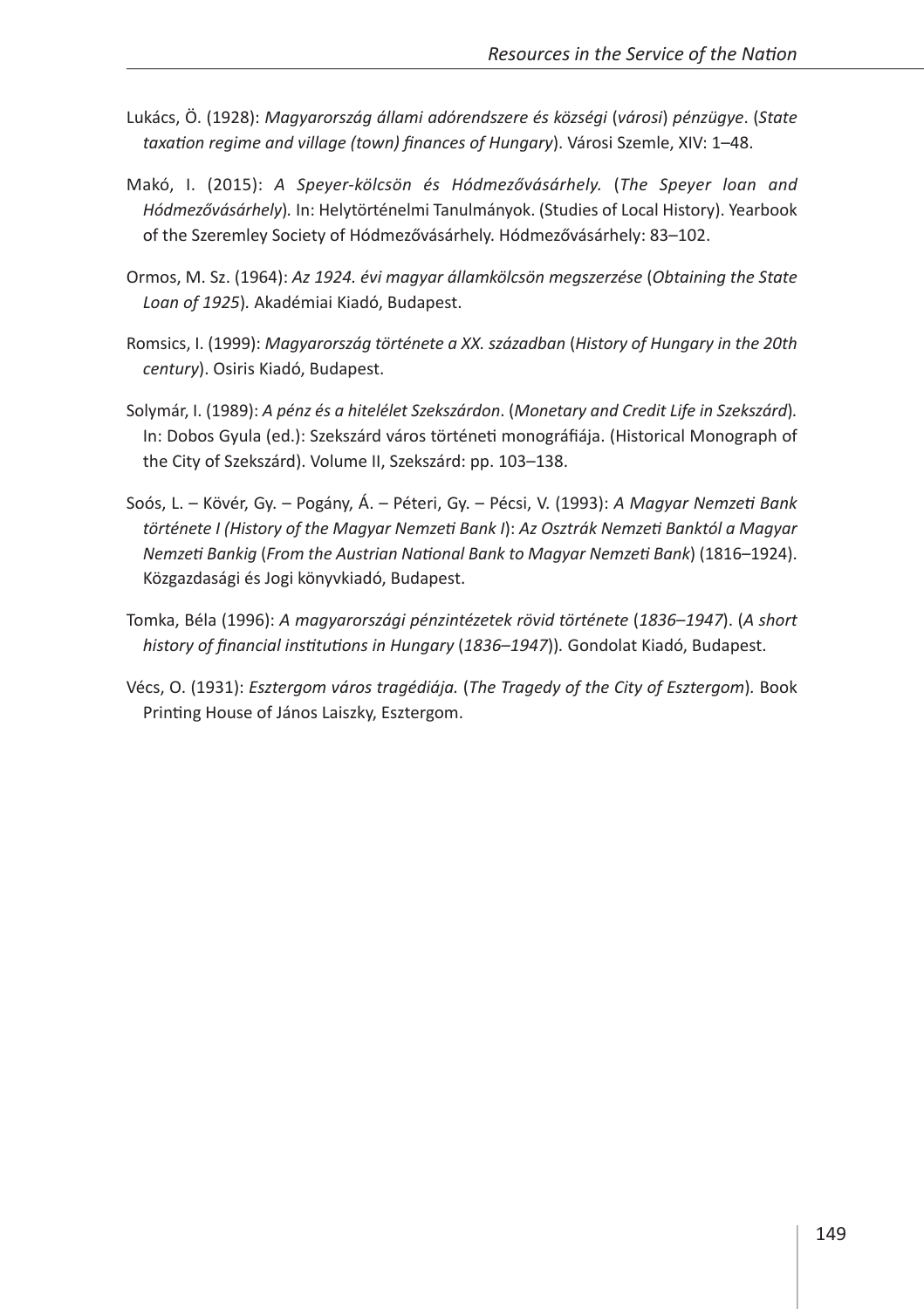Lukács, Ö. (1928): *Magyarország állami adórendszere és községi* (*városi*) *pénzügye*. (*State taxation regime and village (town) finances of Hungary*). Városi Szemle, XIV: 1–48.

Makó, I. (2015): *A Speyer-kölcsön és Hódmezővásárhely.* (*The Speyer loan and Hódmezővásárhely*)*.* In: Helytörténelmi Tanulmányok. (Studies of Local History). Yearbook of the Szeremley Society of Hódmezővásárhely. Hódmezővásárhely: 83–102.

Ormos, M. Sz. (1964): *Az 1924. évi magyar államkölcsön megszerzése* (*Obtaining the State Loan of 1925*)*.* Akadémiai Kiadó, Budapest.

Romsics, I. (1999): *Magyarország története a XX. században* (*History of Hungary in the 20th century*). Osiris Kiadó, Budapest.

Solymár, I. (1989): *A pénz és a hitelélet Szekszárdon*. (*Monetary and Credit Life in Szekszárd*)*.* In: Dobos Gyula (ed.): Szekszárd város történeti monográfiája. (Historical Monograph of the City of Szekszárd). Volume II, Szekszárd: pp. 103–138.

Soós, L. – Kövér, Gy. – Pogány, Á. – Péteri, Gy. – Pécsi, V. (1993): *A Magyar Nemzeti Bank története I (History of the Magyar Nemzeti Bank I*): *Az Osztrák Nemzeti Banktól a Magyar Nemzeti Bankig* (*From the Austrian National Bank to Magyar Nemzeti Bank*) (1816–1924). Közgazdasági és Jogi könyvkiadó, Budapest.

Tomka, Béla (1996): *A magyarországi pénzintézetek rövid története* (*1836–1947*). (*A short history of financial institutions in Hungary* (*1836–1947*))*.* Gondolat Kiadó, Budapest.

Vécs, O. (1931): *Esztergom város tragédiája.* (*The Tragedy of the City of Esztergom*)*.* Book Printing House of János Laiszky, Esztergom.